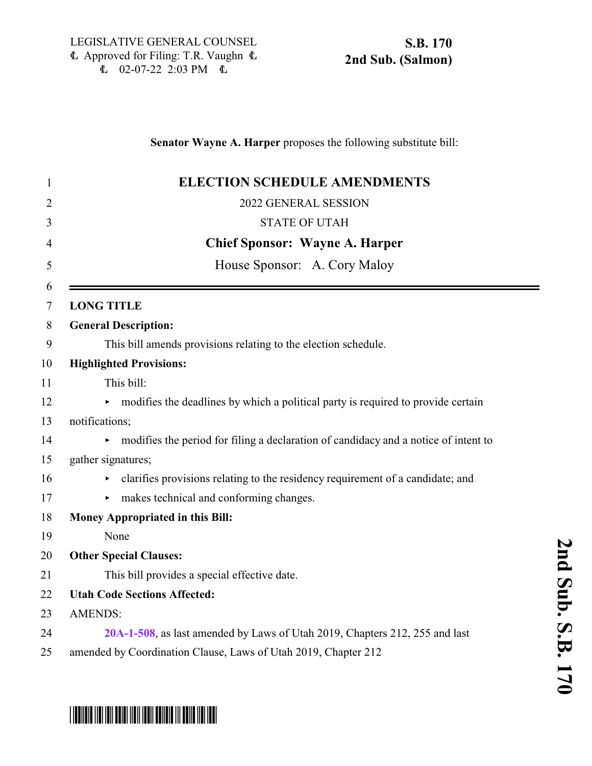LEGISLATIVE GENERAL COUNSEL
Ⓒ Approved for Filing: T.R. Vaughn Ⓒ
Ⓒ 02-07-22 2:03 PM Ⓒ

**S.B. 170**
**2nd Sub. (Salmon)**

**Senator Wayne A. Harper** proposes the following substitute bill:

# ELECTION SCHEDULE AMENDMENTS

2022 GENERAL SESSION

STATE OF UTAH

**Chief Sponsor: Wayne A. Harper**

House Sponsor: A. Cory Maloy

**LONG TITLE**

**General Description:**

This bill amends provisions relating to the election schedule.

**Highlighted Provisions:**

This bill:

- modifies the deadlines by which a political party is required to provide certain notifications;
- modifies the period for filing a declaration of candidacy and a notice of intent to gather signatures;
- clarifies provisions relating to the residency requirement of a candidate; and
- makes technical and conforming changes.

**Money Appropriated in this Bill:**

None

**Other Special Clauses:**

This bill provides a special effective date.

**Utah Code Sections Affected:**

AMENDS:

**20A-1-508**, as last amended by Laws of Utah 2019, Chapters 212, 255 and last amended by Coordination Clause, Laws of Utah 2019, Chapter 212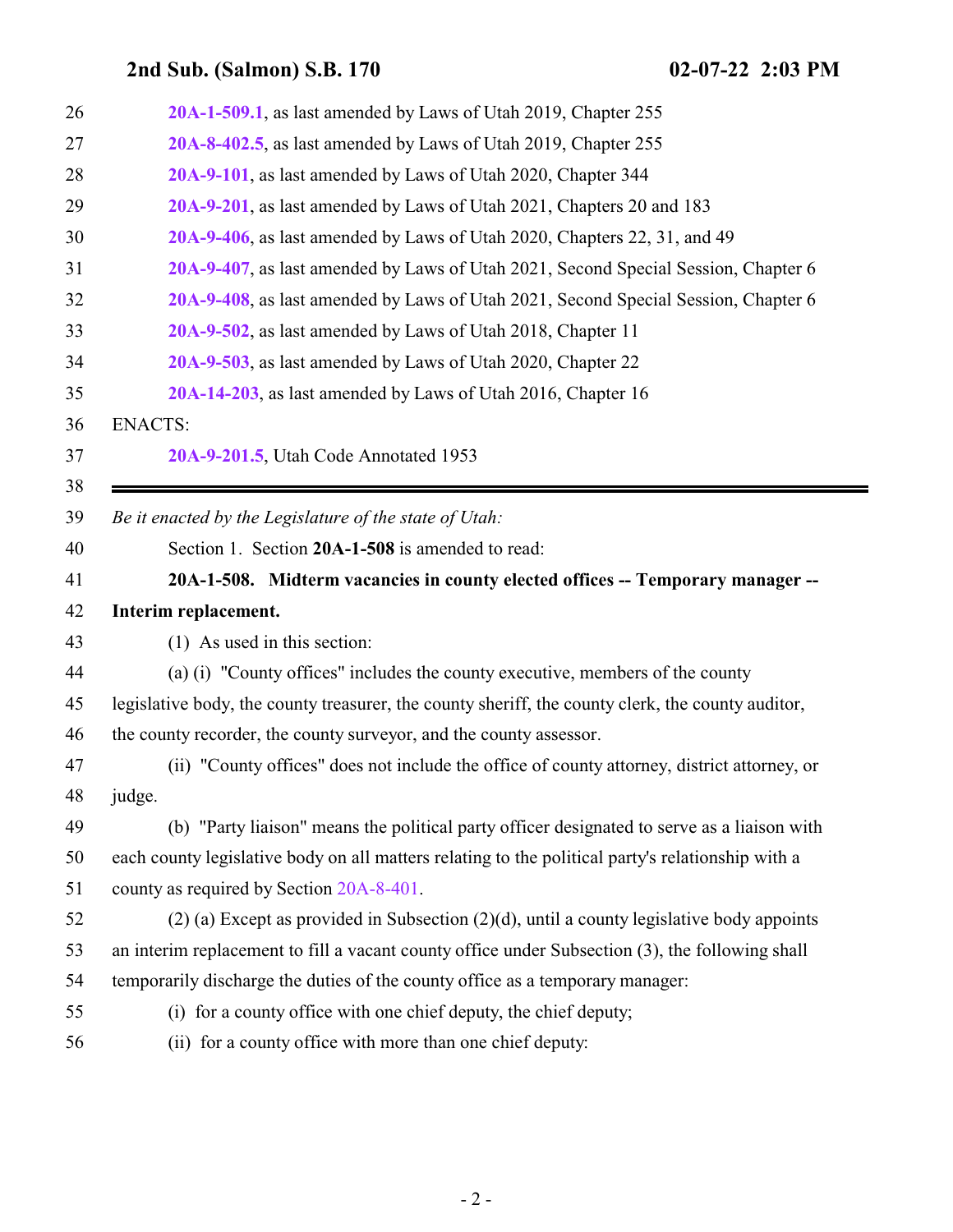20A-1-509.1, as last amended by Laws of Utah 2019, Chapter 255
20A-8-402.5, as last amended by Laws of Utah 2019, Chapter 255
20A-9-101, as last amended by Laws of Utah 2020, Chapter 344
20A-9-201, as last amended by Laws of Utah 2021, Chapters 20 and 183
20A-9-406, as last amended by Laws of Utah 2020, Chapters 22, 31, and 49
20A-9-407, as last amended by Laws of Utah 2021, Second Special Session, Chapter 6
20A-9-408, as last amended by Laws of Utah 2021, Second Special Session, Chapter 6
20A-9-502, as last amended by Laws of Utah 2018, Chapter 11
20A-9-503, as last amended by Laws of Utah 2020, Chapter 22
20A-14-203, as last amended by Laws of Utah 2016, Chapter 16

ENACTS:

20A-9-201.5, Utah Code Annotated 1953

---

*Be it enacted by the Legislature of the state of Utah:*

Section 1. Section **20A-1-508** is amended to read:

**20A-1-508. Midterm vacancies in county elected offices -- Temporary manager -- Interim replacement.**

(1) As used in this section:

(a) (i) "County offices" includes the county executive, members of the county legislative body, the county treasurer, the county sheriff, the county clerk, the county auditor, the county recorder, the county surveyor, and the county assessor.

(ii) "County offices" does not include the office of county attorney, district attorney, or judge.

(b) "Party liaison" means the political party officer designated to serve as a liaison with each county legislative body on all matters relating to the political party's relationship with a county as required by Section 20A-8-401.

(2) (a) Except as provided in Subsection (2)(d), until a county legislative body appoints an interim replacement to fill a vacant county office under Subsection (3), the following shall temporarily discharge the duties of the county office as a temporary manager:

(i) for a county office with one chief deputy, the chief deputy;

(ii) for a county office with more than one chief deputy: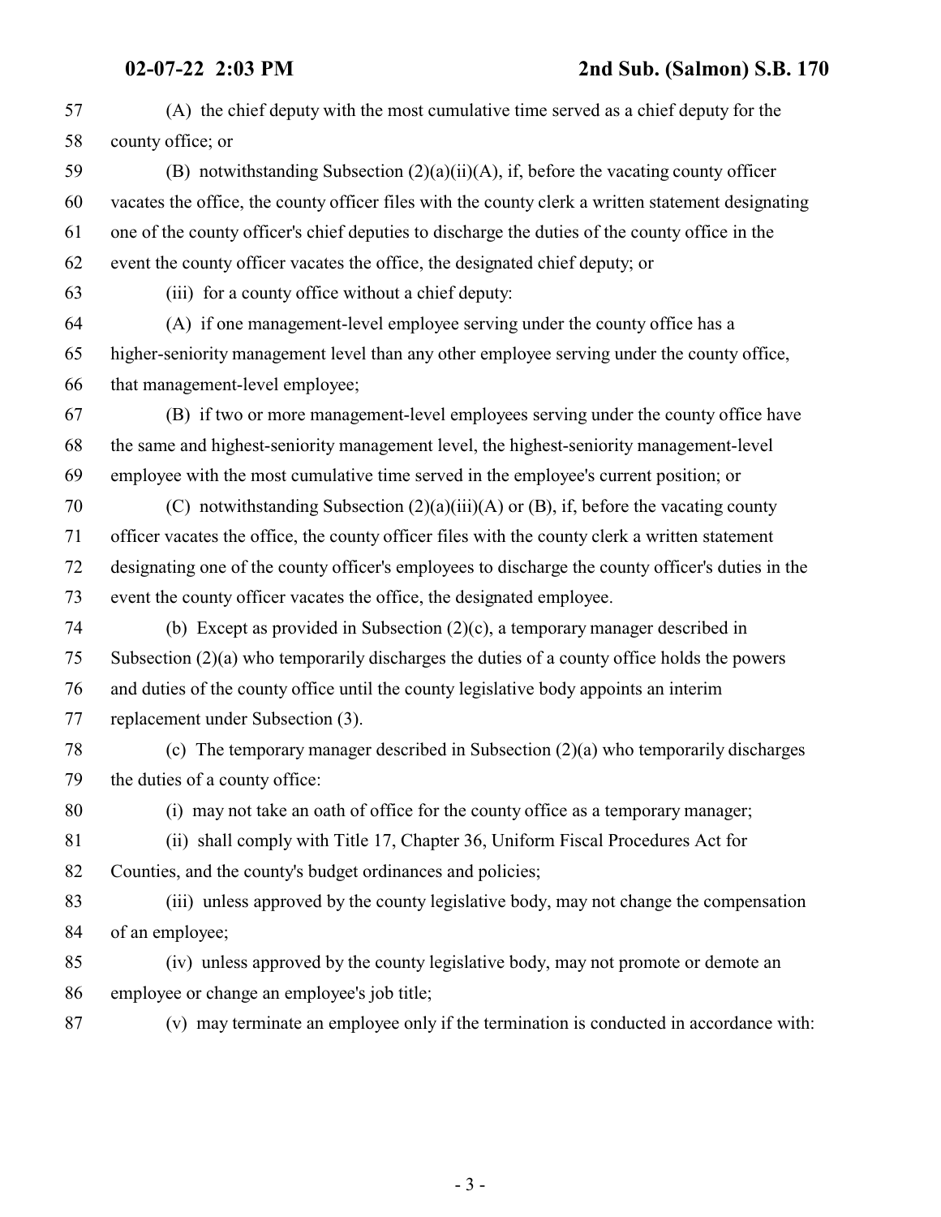(A) the chief deputy with the most cumulative time served as a chief deputy for the county office; or

(B) notwithstanding Subsection (2)(a)(ii)(A), if, before the vacating county officer vacates the office, the county officer files with the county clerk a written statement designating one of the county officer's chief deputies to discharge the duties of the county office in the event the county officer vacates the office, the designated chief deputy; or

(iii) for a county office without a chief deputy:

(A) if one management-level employee serving under the county office has a higher-seniority management level than any other employee serving under the county office, that management-level employee;

(B) if two or more management-level employees serving under the county office have the same and highest-seniority management level, the highest-seniority management-level employee with the most cumulative time served in the employee's current position; or

(C) notwithstanding Subsection (2)(a)(iii)(A) or (B), if, before the vacating county officer vacates the office, the county officer files with the county clerk a written statement designating one of the county officer's employees to discharge the county officer's duties in the event the county officer vacates the office, the designated employee.

(b) Except as provided in Subsection (2)(c), a temporary manager described in Subsection (2)(a) who temporarily discharges the duties of a county office holds the powers and duties of the county office until the county legislative body appoints an interim replacement under Subsection (3).

(c) The temporary manager described in Subsection (2)(a) who temporarily discharges the duties of a county office:

(i) may not take an oath of office for the county office as a temporary manager;

(ii) shall comply with Title 17, Chapter 36, Uniform Fiscal Procedures Act for Counties, and the county's budget ordinances and policies;

(iii) unless approved by the county legislative body, may not change the compensation of an employee;

(iv) unless approved by the county legislative body, may not promote or demote an employee or change an employee's job title;

(v) may terminate an employee only if the termination is conducted in accordance with: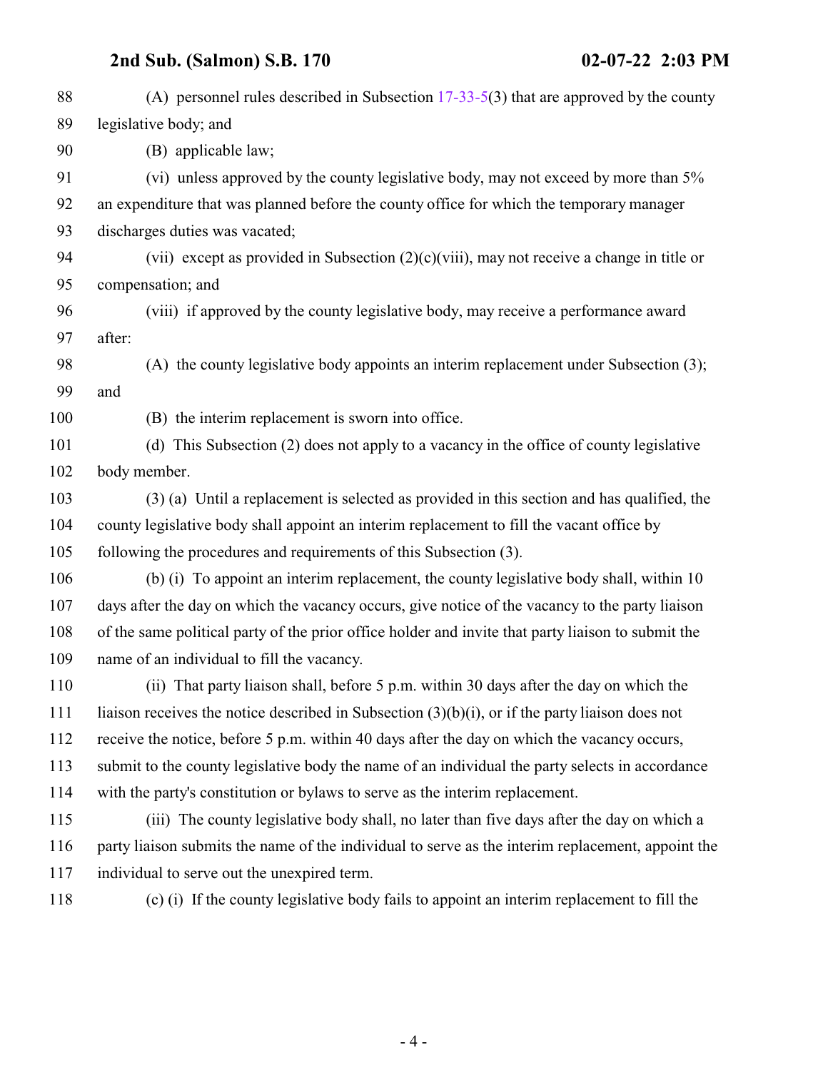(A) personnel rules described in Subsection 17-33-5(3) that are approved by the county legislative body; and

(B) applicable law;

(vi) unless approved by the county legislative body, may not exceed by more than 5% an expenditure that was planned before the county office for which the temporary manager discharges duties was vacated;

(vii) except as provided in Subsection (2)(c)(viii), may not receive a change in title or compensation; and

(viii) if approved by the county legislative body, may receive a performance award after:

(A) the county legislative body appoints an interim replacement under Subsection (3); and

(B) the interim replacement is sworn into office.

(d) This Subsection (2) does not apply to a vacancy in the office of county legislative body member.

(3) (a) Until a replacement is selected as provided in this section and has qualified, the county legislative body shall appoint an interim replacement to fill the vacant office by following the procedures and requirements of this Subsection (3).

(b) (i) To appoint an interim replacement, the county legislative body shall, within 10 days after the day on which the vacancy occurs, give notice of the vacancy to the party liaison of the same political party of the prior office holder and invite that party liaison to submit the name of an individual to fill the vacancy.

(ii) That party liaison shall, before 5 p.m. within 30 days after the day on which the liaison receives the notice described in Subsection (3)(b)(i), or if the party liaison does not receive the notice, before 5 p.m. within 40 days after the day on which the vacancy occurs, submit to the county legislative body the name of an individual the party selects in accordance with the party's constitution or bylaws to serve as the interim replacement.

(iii) The county legislative body shall, no later than five days after the day on which a party liaison submits the name of the individual to serve as the interim replacement, appoint the individual to serve out the unexpired term.

(c) (i) If the county legislative body fails to appoint an interim replacement to fill the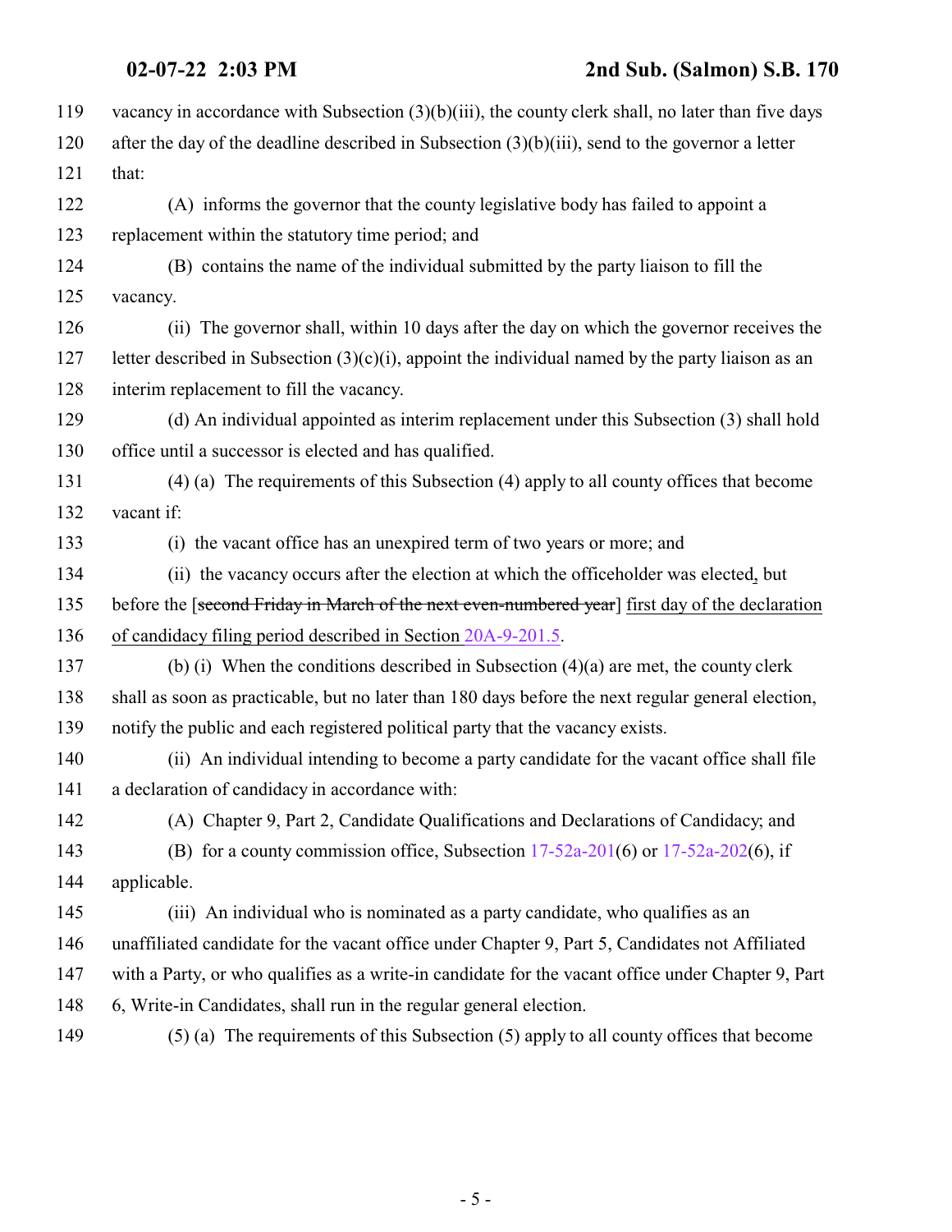vacancy in accordance with Subsection (3)(b)(iii), the county clerk shall, no later than five days after the day of the deadline described in Subsection (3)(b)(iii), send to the governor a letter that:

(A) informs the governor that the county legislative body has failed to appoint a replacement within the statutory time period; and

(B) contains the name of the individual submitted by the party liaison to fill the vacancy.

(ii) The governor shall, within 10 days after the day on which the governor receives the letter described in Subsection (3)(c)(i), appoint the individual named by the party liaison as an interim replacement to fill the vacancy.

(d) An individual appointed as interim replacement under this Subsection (3) shall hold office until a successor is elected and has qualified.

(4) (a) The requirements of this Subsection (4) apply to all county offices that become vacant if:

(i) the vacant office has an unexpired term of two years or more; and

(ii) the vacancy occurs after the election at which the officeholder was elected, but before the [~~second Friday in March of the next even-numbered year~~] first day of the declaration of candidacy filing period described in Section 20A-9-201.5.

(b) (i) When the conditions described in Subsection (4)(a) are met, the county clerk shall as soon as practicable, but no later than 180 days before the next regular general election, notify the public and each registered political party that the vacancy exists.

(ii) An individual intending to become a party candidate for the vacant office shall file a declaration of candidacy in accordance with:

(A) Chapter 9, Part 2, Candidate Qualifications and Declarations of Candidacy; and

(B) for a county commission office, Subsection 17-52a-201(6) or 17-52a-202(6), if applicable.

(iii) An individual who is nominated as a party candidate, who qualifies as an unaffiliated candidate for the vacant office under Chapter 9, Part 5, Candidates not Affiliated with a Party, or who qualifies as a write-in candidate for the vacant office under Chapter 9, Part 6, Write-in Candidates, shall run in the regular general election.

(5) (a) The requirements of this Subsection (5) apply to all county offices that become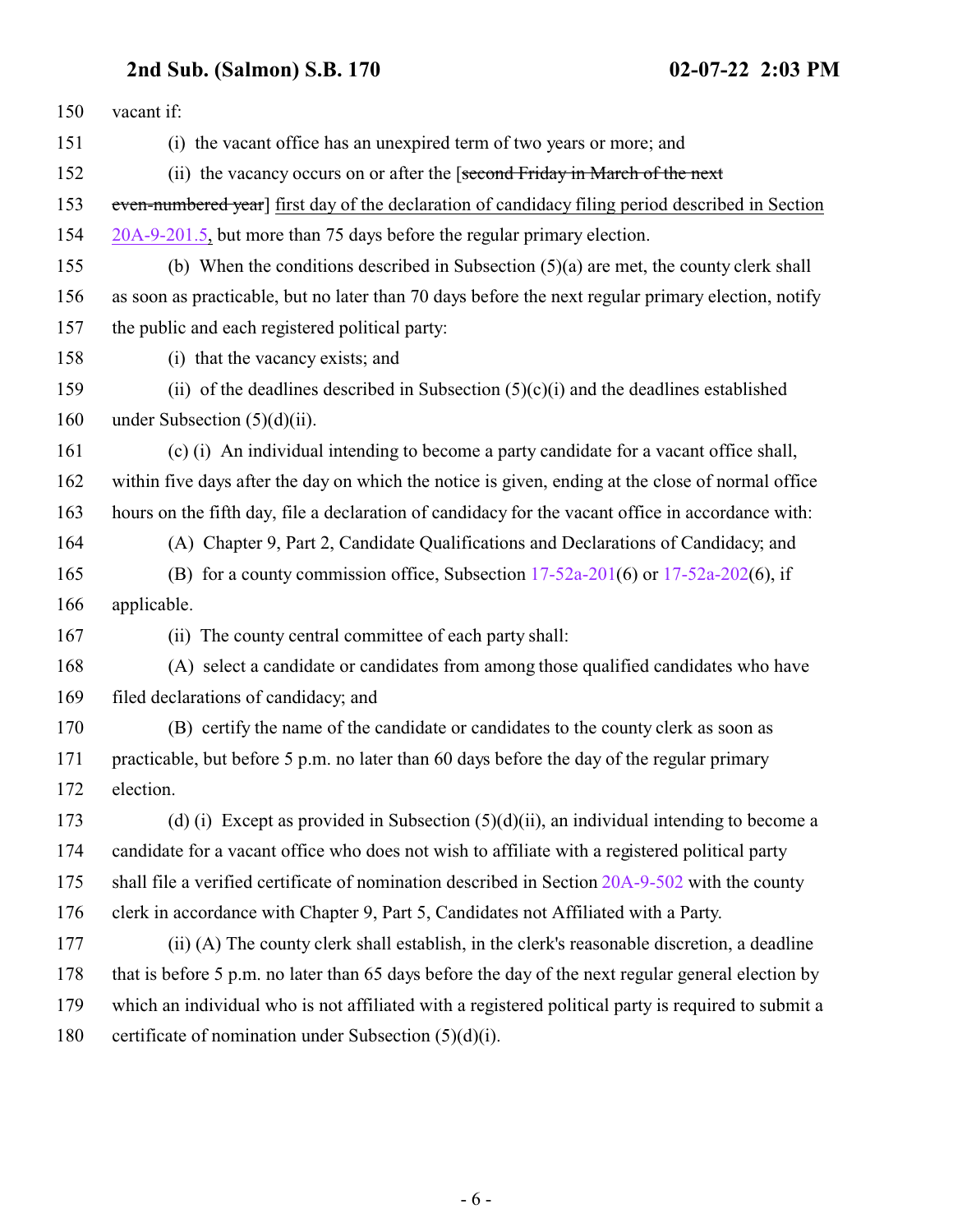vacant if:

(i) the vacant office has an unexpired term of two years or more; and

(ii) the vacancy occurs on or after the [~~second Friday in March of the next even-numbered year~~] <u>first day of the declaration of candidacy filing period described in Section 20A-9-201.5,</u> but more than 75 days before the regular primary election.

(b) When the conditions described in Subsection (5)(a) are met, the county clerk shall as soon as practicable, but no later than 70 days before the next regular primary election, notify the public and each registered political party:

(i) that the vacancy exists; and

(ii) of the deadlines described in Subsection (5)(c)(i) and the deadlines established under Subsection (5)(d)(ii).

(c) (i) An individual intending to become a party candidate for a vacant office shall, within five days after the day on which the notice is given, ending at the close of normal office hours on the fifth day, file a declaration of candidacy for the vacant office in accordance with:

(A) Chapter 9, Part 2, Candidate Qualifications and Declarations of Candidacy; and

(B) for a county commission office, Subsection 17-52a-201(6) or 17-52a-202(6), if applicable.

(ii) The county central committee of each party shall:

(A) select a candidate or candidates from among those qualified candidates who have filed declarations of candidacy; and

(B) certify the name of the candidate or candidates to the county clerk as soon as practicable, but before 5 p.m. no later than 60 days before the day of the regular primary election.

(d) (i) Except as provided in Subsection (5)(d)(ii), an individual intending to become a candidate for a vacant office who does not wish to affiliate with a registered political party shall file a verified certificate of nomination described in Section 20A-9-502 with the county clerk in accordance with Chapter 9, Part 5, Candidates not Affiliated with a Party.

(ii) (A) The county clerk shall establish, in the clerk's reasonable discretion, a deadline that is before 5 p.m. no later than 65 days before the day of the next regular general election by which an individual who is not affiliated with a registered political party is required to submit a certificate of nomination under Subsection (5)(d)(i).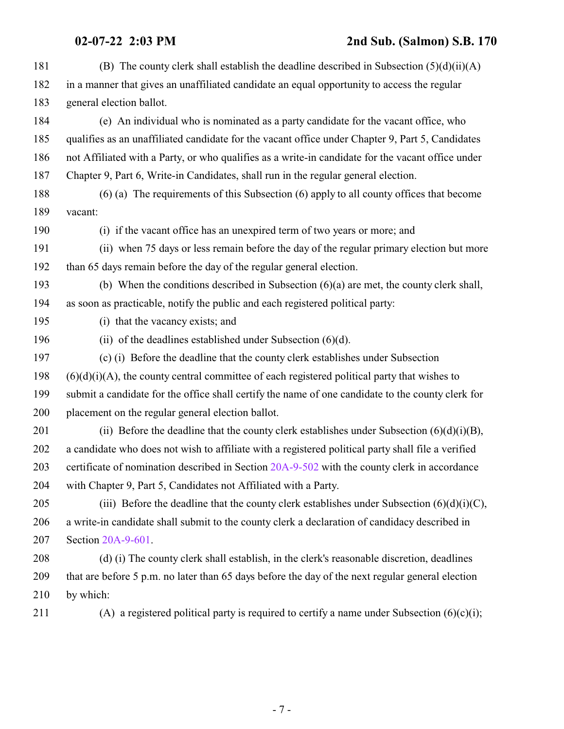(B) The county clerk shall establish the deadline described in Subsection (5)(d)(ii)(A) in a manner that gives an unaffiliated candidate an equal opportunity to access the regular general election ballot.

(e) An individual who is nominated as a party candidate for the vacant office, who qualifies as an unaffiliated candidate for the vacant office under Chapter 9, Part 5, Candidates not Affiliated with a Party, or who qualifies as a write-in candidate for the vacant office under Chapter 9, Part 6, Write-in Candidates, shall run in the regular general election.

(6) (a) The requirements of this Subsection (6) apply to all county offices that become vacant:

(i) if the vacant office has an unexpired term of two years or more; and

(ii) when 75 days or less remain before the day of the regular primary election but more than 65 days remain before the day of the regular general election.

(b) When the conditions described in Subsection (6)(a) are met, the county clerk shall, as soon as practicable, notify the public and each registered political party:

(i) that the vacancy exists; and

(ii) of the deadlines established under Subsection (6)(d).

(c) (i) Before the deadline that the county clerk establishes under Subsection (6)(d)(i)(A), the county central committee of each registered political party that wishes to submit a candidate for the office shall certify the name of one candidate to the county clerk for placement on the regular general election ballot.

(ii) Before the deadline that the county clerk establishes under Subsection (6)(d)(i)(B), a candidate who does not wish to affiliate with a registered political party shall file a verified certificate of nomination described in Section 20A-9-502 with the county clerk in accordance with Chapter 9, Part 5, Candidates not Affiliated with a Party.

(iii) Before the deadline that the county clerk establishes under Subsection (6)(d)(i)(C), a write-in candidate shall submit to the county clerk a declaration of candidacy described in Section 20A-9-601.

(d) (i) The county clerk shall establish, in the clerk's reasonable discretion, deadlines that are before 5 p.m. no later than 65 days before the day of the next regular general election by which:

(A) a registered political party is required to certify a name under Subsection (6)(c)(i);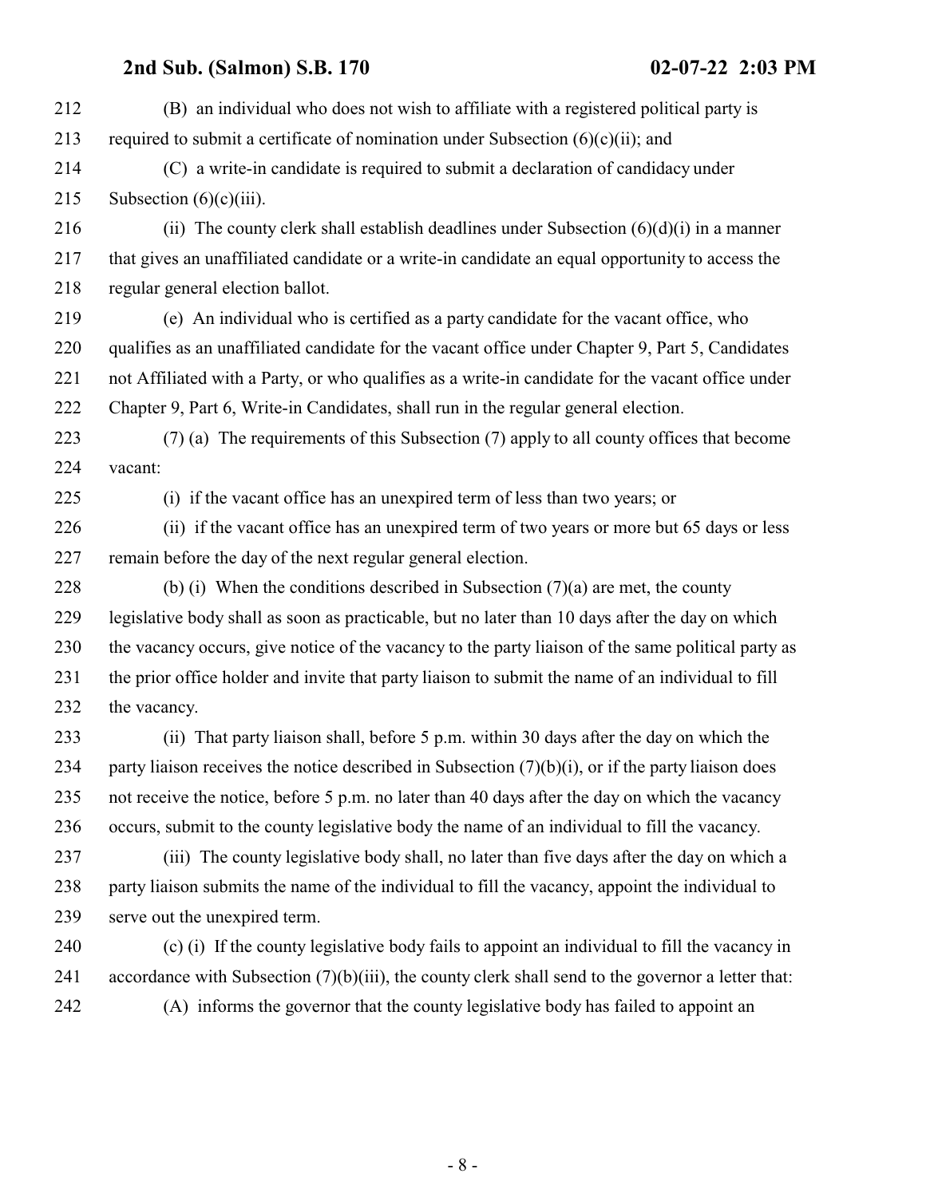(B) an individual who does not wish to affiliate with a registered political party is required to submit a certificate of nomination under Subsection (6)(c)(ii); and

(C) a write-in candidate is required to submit a declaration of candidacy under Subsection (6)(c)(iii).

(ii) The county clerk shall establish deadlines under Subsection (6)(d)(i) in a manner that gives an unaffiliated candidate or a write-in candidate an equal opportunity to access the regular general election ballot.

(e) An individual who is certified as a party candidate for the vacant office, who qualifies as an unaffiliated candidate for the vacant office under Chapter 9, Part 5, Candidates not Affiliated with a Party, or who qualifies as a write-in candidate for the vacant office under Chapter 9, Part 6, Write-in Candidates, shall run in the regular general election.

(7) (a) The requirements of this Subsection (7) apply to all county offices that become vacant:

(i) if the vacant office has an unexpired term of less than two years; or

(ii) if the vacant office has an unexpired term of two years or more but 65 days or less remain before the day of the next regular general election.

(b) (i) When the conditions described in Subsection (7)(a) are met, the county legislative body shall as soon as practicable, but no later than 10 days after the day on which the vacancy occurs, give notice of the vacancy to the party liaison of the same political party as the prior office holder and invite that party liaison to submit the name of an individual to fill the vacancy.

(ii) That party liaison shall, before 5 p.m. within 30 days after the day on which the party liaison receives the notice described in Subsection (7)(b)(i), or if the party liaison does not receive the notice, before 5 p.m. no later than 40 days after the day on which the vacancy occurs, submit to the county legislative body the name of an individual to fill the vacancy.

(iii) The county legislative body shall, no later than five days after the day on which a party liaison submits the name of the individual to fill the vacancy, appoint the individual to serve out the unexpired term.

(c) (i) If the county legislative body fails to appoint an individual to fill the vacancy in accordance with Subsection (7)(b)(iii), the county clerk shall send to the governor a letter that:

(A) informs the governor that the county legislative body has failed to appoint an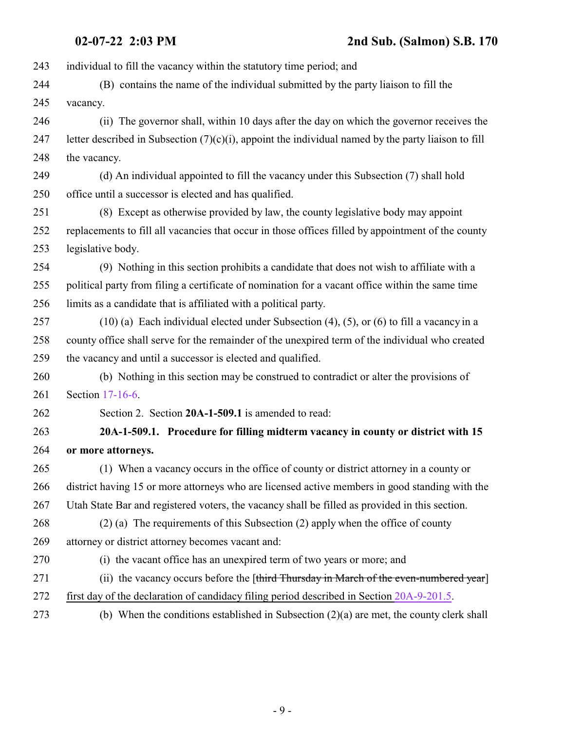individual to fill the vacancy within the statutory time period; and

(B) contains the name of the individual submitted by the party liaison to fill the vacancy.

(ii) The governor shall, within 10 days after the day on which the governor receives the letter described in Subsection (7)(c)(i), appoint the individual named by the party liaison to fill the vacancy.

(d) An individual appointed to fill the vacancy under this Subsection (7) shall hold office until a successor is elected and has qualified.

(8) Except as otherwise provided by law, the county legislative body may appoint replacements to fill all vacancies that occur in those offices filled by appointment of the county legislative body.

(9) Nothing in this section prohibits a candidate that does not wish to affiliate with a political party from filing a certificate of nomination for a vacant office within the same time limits as a candidate that is affiliated with a political party.

(10) (a) Each individual elected under Subsection (4), (5), or (6) to fill a vacancy in a county office shall serve for the remainder of the unexpired term of the individual who created the vacancy and until a successor is elected and qualified.

(b) Nothing in this section may be construed to contradict or alter the provisions of Section 17-16-6.

Section 2. Section **20A-1-509.1** is amended to read:

**20A-1-509.1. Procedure for filling midterm vacancy in county or district with 15 or more attorneys.**

(1) When a vacancy occurs in the office of county or district attorney in a county or district having 15 or more attorneys who are licensed active members in good standing with the Utah State Bar and registered voters, the vacancy shall be filled as provided in this section.

(2) (a) The requirements of this Subsection (2) apply when the office of county attorney or district attorney becomes vacant and:

(i) the vacant office has an unexpired term of two years or more; and

(ii) the vacancy occurs before the [~~third Thursday in March of the even-numbered year~~] <u>first day of the declaration of candidacy filing period described in Section 20A-9-201.5</u>.

(b) When the conditions established in Subsection (2)(a) are met, the county clerk shall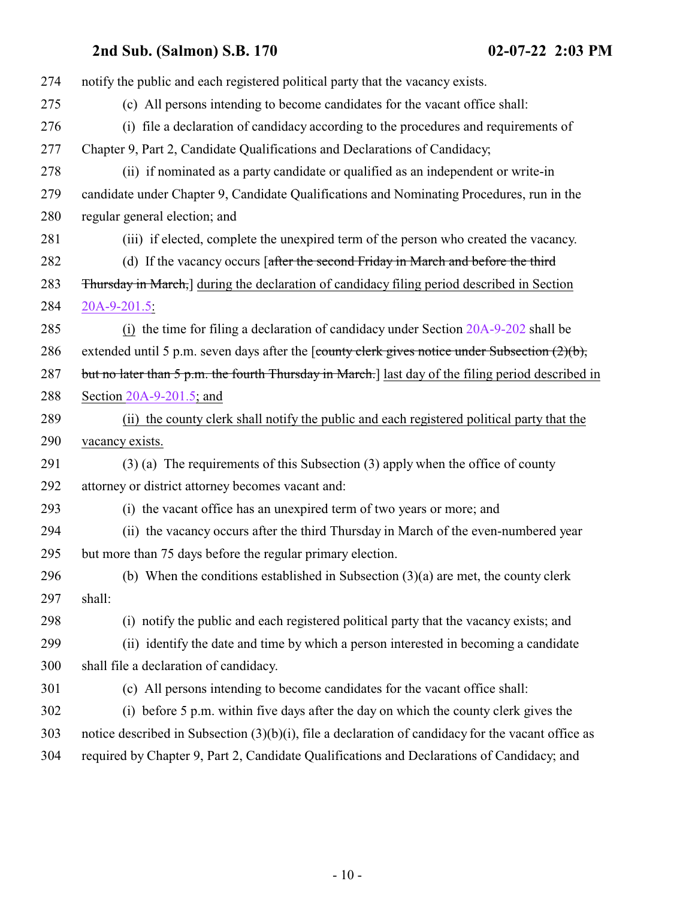notify the public and each registered political party that the vacancy exists.

(c) All persons intending to become candidates for the vacant office shall:

(i) file a declaration of candidacy according to the procedures and requirements of Chapter 9, Part 2, Candidate Qualifications and Declarations of Candidacy;

(ii) if nominated as a party candidate or qualified as an independent or write-in candidate under Chapter 9, Candidate Qualifications and Nominating Procedures, run in the regular general election; and

(iii) if elected, complete the unexpired term of the person who created the vacancy.

(d) If the vacancy occurs [~~after the second Friday in March and before the third Thursday in March,~~] during the declaration of candidacy filing period described in Section 20A-9-201.5:

(i) the time for filing a declaration of candidacy under Section 20A-9-202 shall be extended until 5 p.m. seven days after the [~~county clerk gives notice under Subsection (2)(b), but no later than 5 p.m. the fourth Thursday in March.~~] last day of the filing period described in Section 20A-9-201.5; and

(ii) the county clerk shall notify the public and each registered political party that the vacancy exists.

(3) (a) The requirements of this Subsection (3) apply when the office of county attorney or district attorney becomes vacant and:

(i) the vacant office has an unexpired term of two years or more; and

(ii) the vacancy occurs after the third Thursday in March of the even-numbered year but more than 75 days before the regular primary election.

(b) When the conditions established in Subsection (3)(a) are met, the county clerk shall:

(i) notify the public and each registered political party that the vacancy exists; and

(ii) identify the date and time by which a person interested in becoming a candidate shall file a declaration of candidacy.

(c) All persons intending to become candidates for the vacant office shall:

(i) before 5 p.m. within five days after the day on which the county clerk gives the notice described in Subsection (3)(b)(i), file a declaration of candidacy for the vacant office as required by Chapter 9, Part 2, Candidate Qualifications and Declarations of Candidacy; and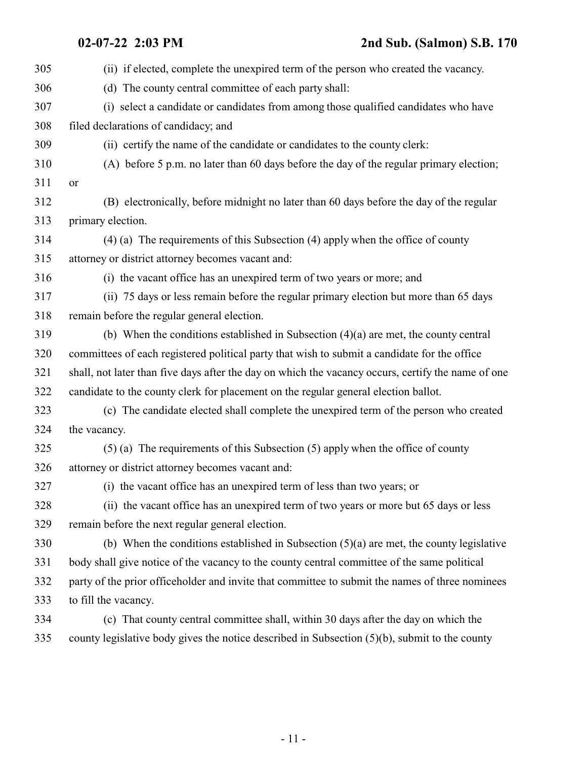(ii) if elected, complete the unexpired term of the person who created the vacancy.

(d) The county central committee of each party shall:

(i) select a candidate or candidates from among those qualified candidates who have filed declarations of candidacy; and

(ii) certify the name of the candidate or candidates to the county clerk:

(A) before 5 p.m. no later than 60 days before the day of the regular primary election; or

(B) electronically, before midnight no later than 60 days before the day of the regular primary election.

(4) (a) The requirements of this Subsection (4) apply when the office of county attorney or district attorney becomes vacant and:

(i) the vacant office has an unexpired term of two years or more; and

(ii) 75 days or less remain before the regular primary election but more than 65 days remain before the regular general election.

(b) When the conditions established in Subsection (4)(a) are met, the county central committees of each registered political party that wish to submit a candidate for the office shall, not later than five days after the day on which the vacancy occurs, certify the name of one candidate to the county clerk for placement on the regular general election ballot.

(c) The candidate elected shall complete the unexpired term of the person who created the vacancy.

(5) (a) The requirements of this Subsection (5) apply when the office of county attorney or district attorney becomes vacant and:

(i) the vacant office has an unexpired term of less than two years; or

(ii) the vacant office has an unexpired term of two years or more but 65 days or less remain before the next regular general election.

(b) When the conditions established in Subsection (5)(a) are met, the county legislative body shall give notice of the vacancy to the county central committee of the same political party of the prior officeholder and invite that committee to submit the names of three nominees to fill the vacancy.

(c) That county central committee shall, within 30 days after the day on which the county legislative body gives the notice described in Subsection (5)(b), submit to the county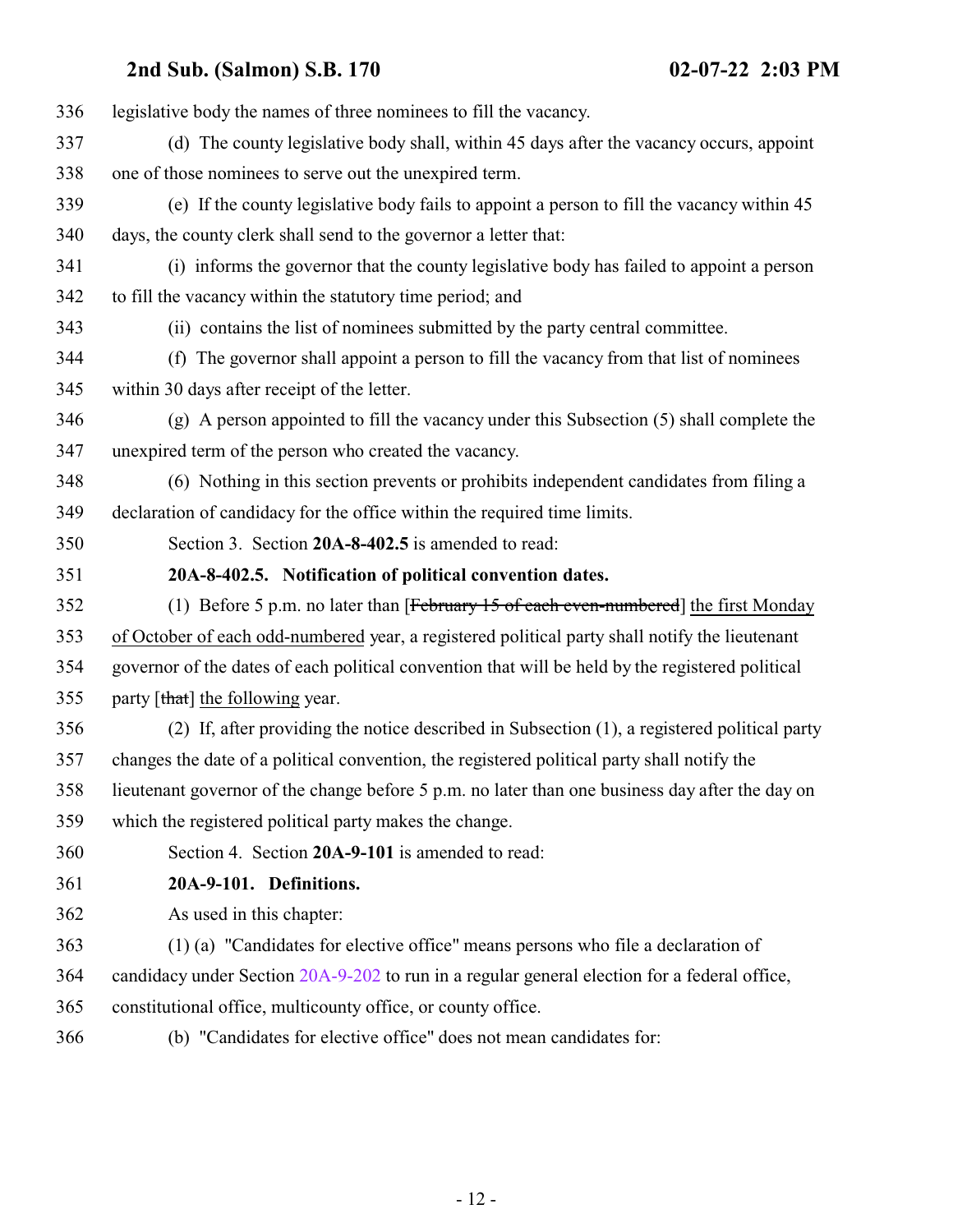legislative body the names of three nominees to fill the vacancy.

(d) The county legislative body shall, within 45 days after the vacancy occurs, appoint one of those nominees to serve out the unexpired term.

(e) If the county legislative body fails to appoint a person to fill the vacancy within 45 days, the county clerk shall send to the governor a letter that:

(i) informs the governor that the county legislative body has failed to appoint a person to fill the vacancy within the statutory time period; and

(ii) contains the list of nominees submitted by the party central committee.

(f) The governor shall appoint a person to fill the vacancy from that list of nominees within 30 days after receipt of the letter.

(g) A person appointed to fill the vacancy under this Subsection (5) shall complete the unexpired term of the person who created the vacancy.

(6) Nothing in this section prevents or prohibits independent candidates from filing a declaration of candidacy for the office within the required time limits.

Section 3. Section **20A-8-402.5** is amended to read:

**20A-8-402.5. Notification of political convention dates.**

(1) Before 5 p.m. no later than [~~February 15 of each even-numbered~~] <u>the first Monday of October of each odd-numbered</u> year, a registered political party shall notify the lieutenant governor of the dates of each political convention that will be held by the registered political party [~~that~~] <u>the following</u> year.

(2) If, after providing the notice described in Subsection (1), a registered political party changes the date of a political convention, the registered political party shall notify the lieutenant governor of the change before 5 p.m. no later than one business day after the day on which the registered political party makes the change.

Section 4. Section **20A-9-101** is amended to read:

**20A-9-101. Definitions.**

As used in this chapter:

(1) (a) "Candidates for elective office" means persons who file a declaration of candidacy under Section 20A-9-202 to run in a regular general election for a federal office, constitutional office, multicounty office, or county office.

(b) "Candidates for elective office" does not mean candidates for: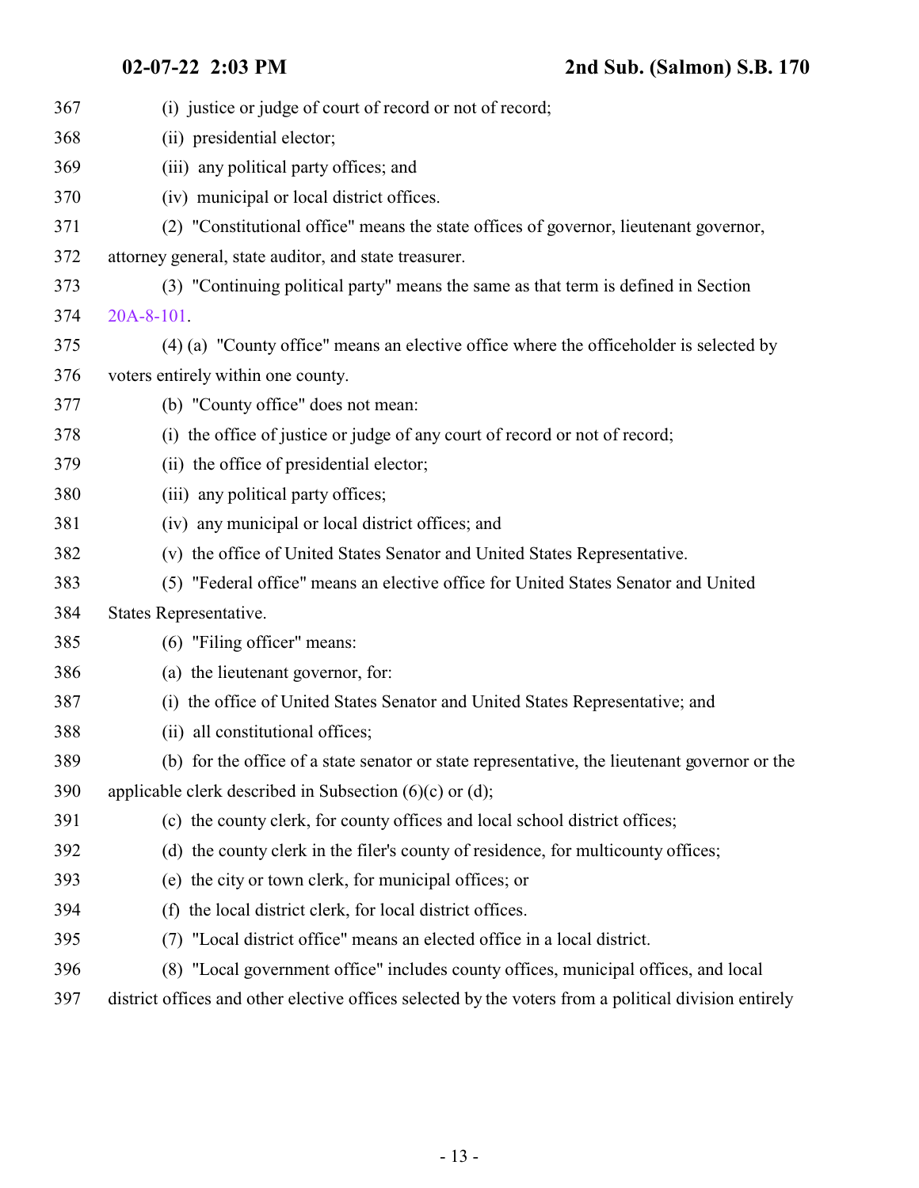(i) justice or judge of court of record or not of record;

(ii) presidential elector;

(iii) any political party offices; and

(iv) municipal or local district offices.

(2) "Constitutional office" means the state offices of governor, lieutenant governor, attorney general, state auditor, and state treasurer.

(3) "Continuing political party" means the same as that term is defined in Section 20A-8-101.

(4) (a) "County office" means an elective office where the officeholder is selected by voters entirely within one county.

(b) "County office" does not mean:

(i) the office of justice or judge of any court of record or not of record;

(ii) the office of presidential elector;

(iii) any political party offices;

(iv) any municipal or local district offices; and

(v) the office of United States Senator and United States Representative.

(5) "Federal office" means an elective office for United States Senator and United States Representative.

(6) "Filing officer" means:

(a) the lieutenant governor, for:

(i) the office of United States Senator and United States Representative; and

(ii) all constitutional offices;

(b) for the office of a state senator or state representative, the lieutenant governor or the applicable clerk described in Subsection (6)(c) or (d);

(c) the county clerk, for county offices and local school district offices;

(d) the county clerk in the filer's county of residence, for multicounty offices;

(e) the city or town clerk, for municipal offices; or

(f) the local district clerk, for local district offices.

(7) "Local district office" means an elected office in a local district.

(8) "Local government office" includes county offices, municipal offices, and local district offices and other elective offices selected by the voters from a political division entirely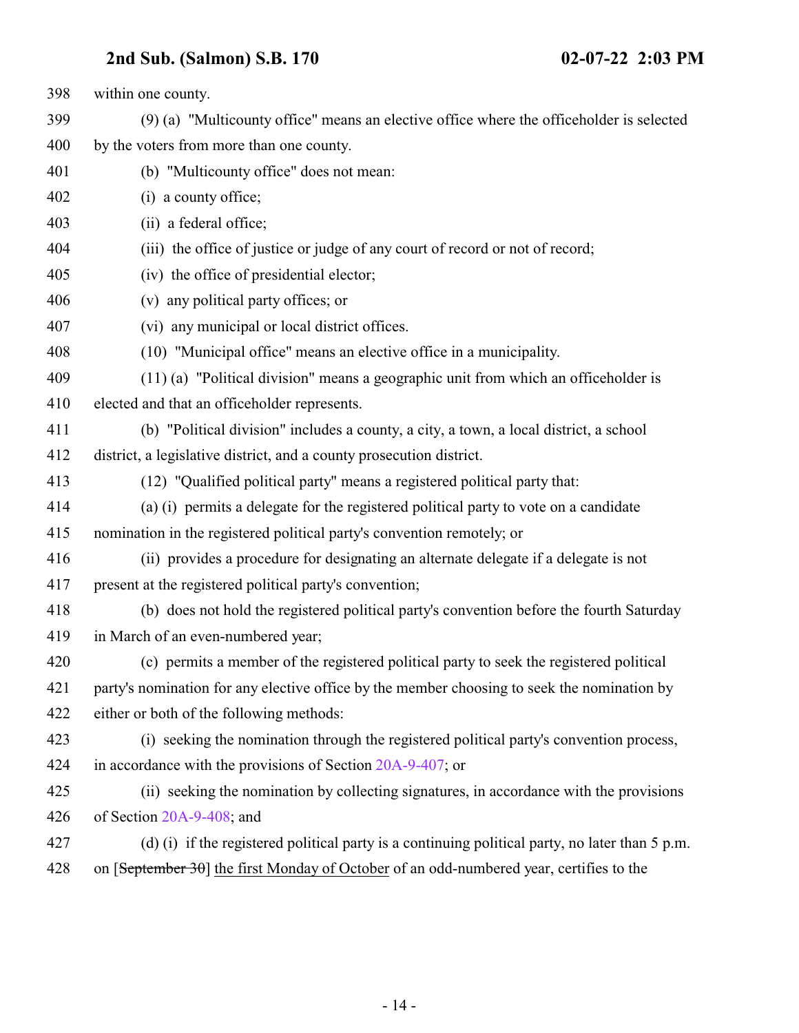within one county.

(9) (a) "Multicounty office" means an elective office where the officeholder is selected by the voters from more than one county.

(b) "Multicounty office" does not mean:

(i) a county office;

(ii) a federal office;

(iii) the office of justice or judge of any court of record or not of record;

(iv) the office of presidential elector;

(v) any political party offices; or

(vi) any municipal or local district offices.

(10) "Municipal office" means an elective office in a municipality.

(11) (a) "Political division" means a geographic unit from which an officeholder is elected and that an officeholder represents.

(b) "Political division" includes a county, a city, a town, a local district, a school district, a legislative district, and a county prosecution district.

(12) "Qualified political party" means a registered political party that:

(a) (i) permits a delegate for the registered political party to vote on a candidate nomination in the registered political party's convention remotely; or

(ii) provides a procedure for designating an alternate delegate if a delegate is not present at the registered political party's convention;

(b) does not hold the registered political party's convention before the fourth Saturday in March of an even-numbered year;

(c) permits a member of the registered political party to seek the registered political party's nomination for any elective office by the member choosing to seek the nomination by either or both of the following methods:

(i) seeking the nomination through the registered political party's convention process, in accordance with the provisions of Section 20A-9-407; or

(ii) seeking the nomination by collecting signatures, in accordance with the provisions of Section 20A-9-408; and

(d) (i) if the registered political party is a continuing political party, no later than 5 p.m. on [~~September 30~~] <u>the first Monday of October</u> of an odd-numbered year, certifies to the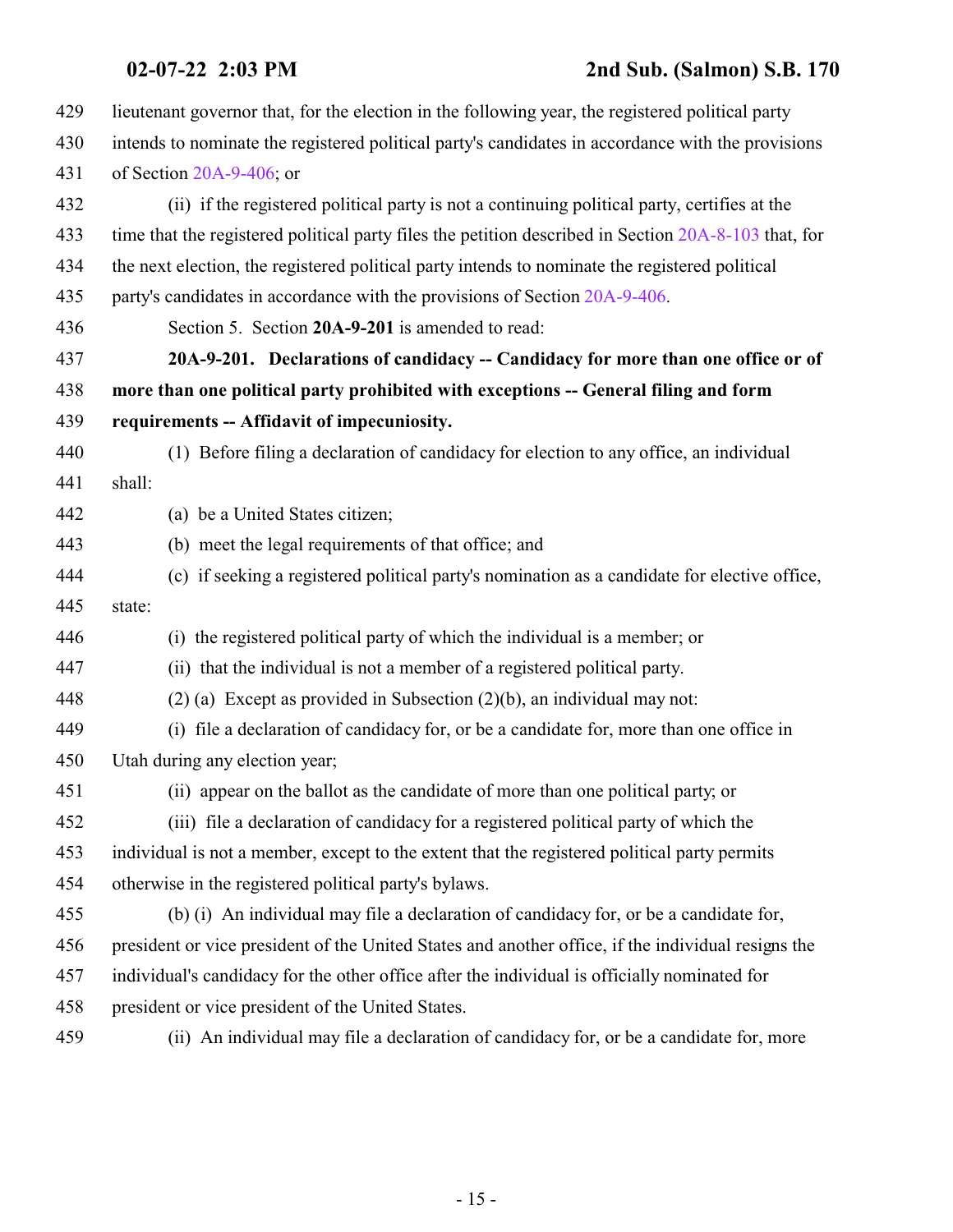lieutenant governor that, for the election in the following year, the registered political party intends to nominate the registered political party's candidates in accordance with the provisions of Section 20A-9-406; or

(ii) if the registered political party is not a continuing political party, certifies at the time that the registered political party files the petition described in Section 20A-8-103 that, for the next election, the registered political party intends to nominate the registered political party's candidates in accordance with the provisions of Section 20A-9-406.

Section 5. Section **20A-9-201** is amended to read:

**20A-9-201. Declarations of candidacy -- Candidacy for more than one office or of more than one political party prohibited with exceptions -- General filing and form requirements -- Affidavit of impecuniosity.**

(1) Before filing a declaration of candidacy for election to any office, an individual shall:

(a) be a United States citizen;

(b) meet the legal requirements of that office; and

(c) if seeking a registered political party's nomination as a candidate for elective office, state:

(i) the registered political party of which the individual is a member; or

(ii) that the individual is not a member of a registered political party.

(2) (a) Except as provided in Subsection (2)(b), an individual may not:

(i) file a declaration of candidacy for, or be a candidate for, more than one office in Utah during any election year;

(ii) appear on the ballot as the candidate of more than one political party; or

(iii) file a declaration of candidacy for a registered political party of which the individual is not a member, except to the extent that the registered political party permits otherwise in the registered political party's bylaws.

(b) (i) An individual may file a declaration of candidacy for, or be a candidate for, president or vice president of the United States and another office, if the individual resigns the individual's candidacy for the other office after the individual is officially nominated for president or vice president of the United States.

(ii) An individual may file a declaration of candidacy for, or be a candidate for, more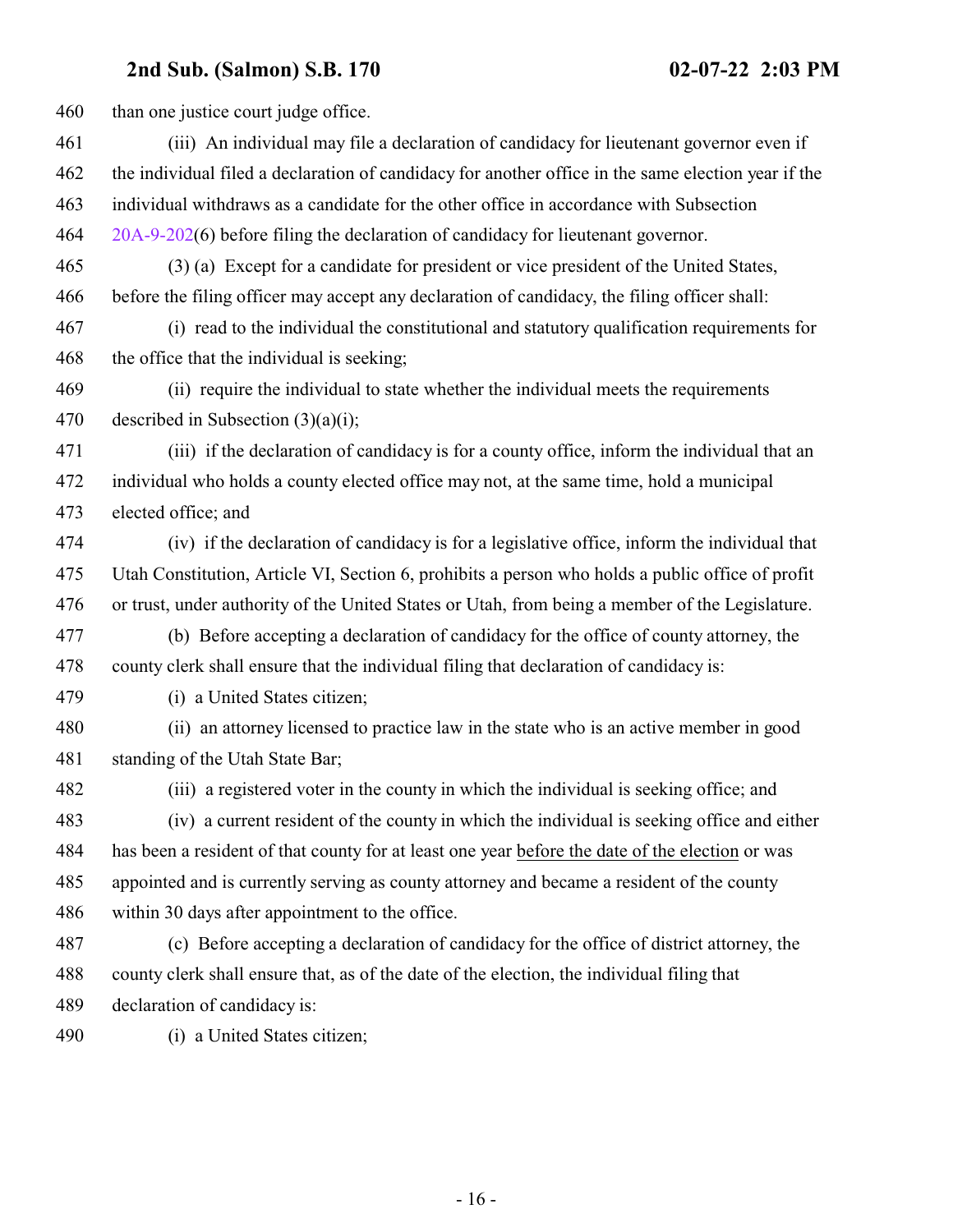than one justice court judge office.

(iii) An individual may file a declaration of candidacy for lieutenant governor even if the individual filed a declaration of candidacy for another office in the same election year if the individual withdraws as a candidate for the other office in accordance with Subsection 20A-9-202(6) before filing the declaration of candidacy for lieutenant governor.

(3) (a) Except for a candidate for president or vice president of the United States, before the filing officer may accept any declaration of candidacy, the filing officer shall:

(i) read to the individual the constitutional and statutory qualification requirements for the office that the individual is seeking;

(ii) require the individual to state whether the individual meets the requirements described in Subsection (3)(a)(i);

(iii) if the declaration of candidacy is for a county office, inform the individual that an individual who holds a county elected office may not, at the same time, hold a municipal elected office; and

(iv) if the declaration of candidacy is for a legislative office, inform the individual that Utah Constitution, Article VI, Section 6, prohibits a person who holds a public office of profit or trust, under authority of the United States or Utah, from being a member of the Legislature.

(b) Before accepting a declaration of candidacy for the office of county attorney, the county clerk shall ensure that the individual filing that declaration of candidacy is:

(i) a United States citizen;

(ii) an attorney licensed to practice law in the state who is an active member in good standing of the Utah State Bar;

(iii) a registered voter in the county in which the individual is seeking office; and

(iv) a current resident of the county in which the individual is seeking office and either has been a resident of that county for at least one year before the date of the election or was appointed and is currently serving as county attorney and became a resident of the county within 30 days after appointment to the office.

(c) Before accepting a declaration of candidacy for the office of district attorney, the county clerk shall ensure that, as of the date of the election, the individual filing that declaration of candidacy is:

(i) a United States citizen;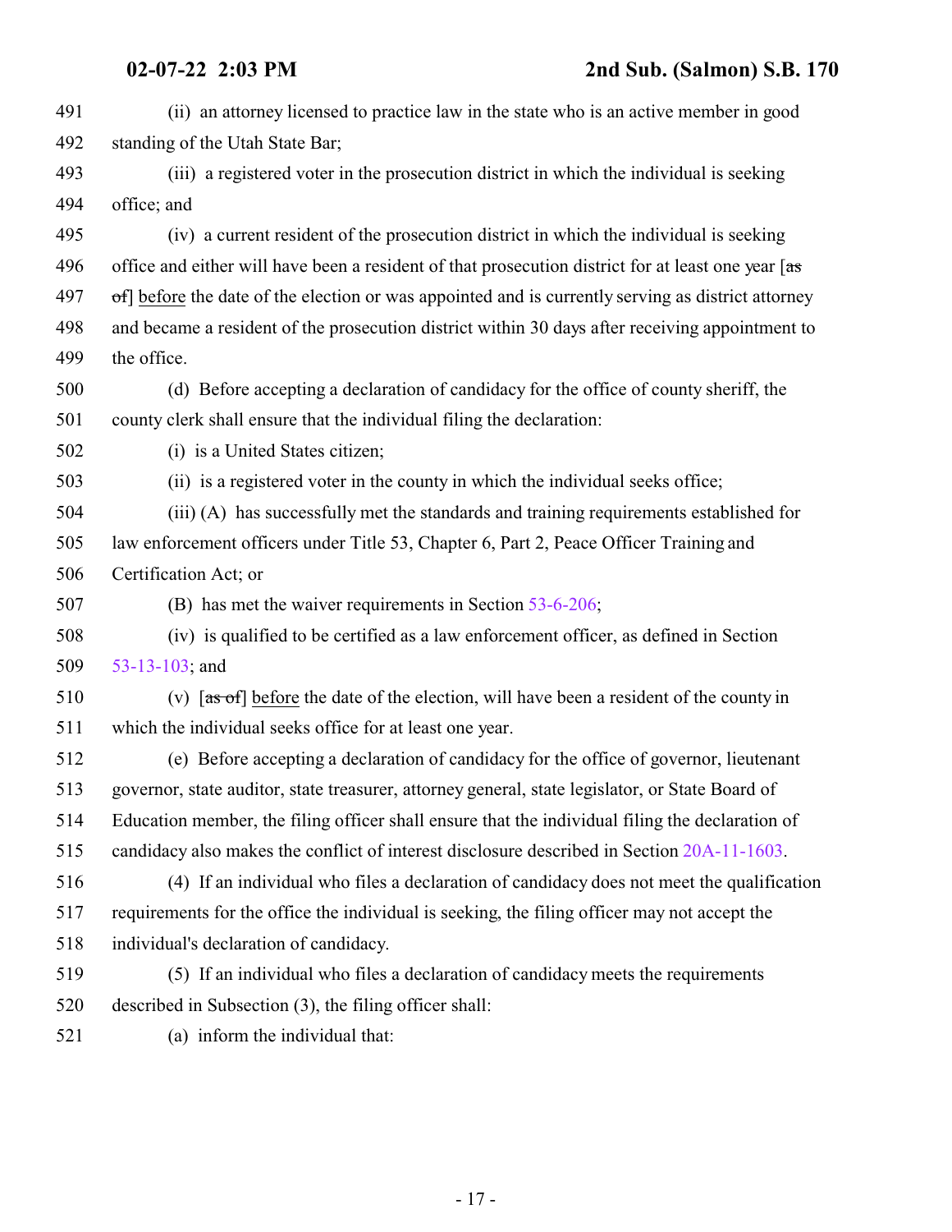(ii) an attorney licensed to practice law in the state who is an active member in good standing of the Utah State Bar;

(iii) a registered voter in the prosecution district in which the individual is seeking office; and

(iv) a current resident of the prosecution district in which the individual is seeking office and either will have been a resident of that prosecution district for at least one year [~~as of~~] before the date of the election or was appointed and is currently serving as district attorney and became a resident of the prosecution district within 30 days after receiving appointment to the office.

(d) Before accepting a declaration of candidacy for the office of county sheriff, the county clerk shall ensure that the individual filing the declaration:

(i) is a United States citizen;

(ii) is a registered voter in the county in which the individual seeks office;

(iii) (A) has successfully met the standards and training requirements established for law enforcement officers under Title 53, Chapter 6, Part 2, Peace Officer Training and Certification Act; or

(B) has met the waiver requirements in Section 53-6-206;

(iv) is qualified to be certified as a law enforcement officer, as defined in Section 53-13-103; and

(v) [~~as of~~] before the date of the election, will have been a resident of the county in which the individual seeks office for at least one year.

(e) Before accepting a declaration of candidacy for the office of governor, lieutenant governor, state auditor, state treasurer, attorney general, state legislator, or State Board of Education member, the filing officer shall ensure that the individual filing the declaration of candidacy also makes the conflict of interest disclosure described in Section 20A-11-1603.

(4) If an individual who files a declaration of candidacy does not meet the qualification requirements for the office the individual is seeking, the filing officer may not accept the individual's declaration of candidacy.

(5) If an individual who files a declaration of candidacy meets the requirements described in Subsection (3), the filing officer shall:

(a) inform the individual that: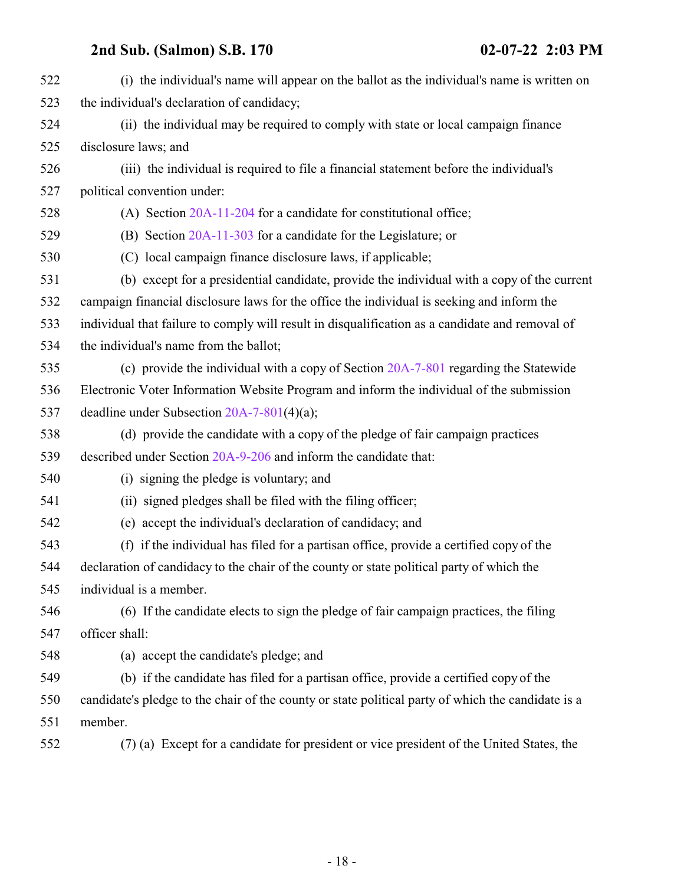(i) the individual's name will appear on the ballot as the individual's name is written on the individual's declaration of candidacy;

(ii) the individual may be required to comply with state or local campaign finance disclosure laws; and

(iii) the individual is required to file a financial statement before the individual's political convention under:

(A) Section 20A-11-204 for a candidate for constitutional office;

(B) Section 20A-11-303 for a candidate for the Legislature; or

(C) local campaign finance disclosure laws, if applicable;

(b) except for a presidential candidate, provide the individual with a copy of the current campaign financial disclosure laws for the office the individual is seeking and inform the individual that failure to comply will result in disqualification as a candidate and removal of the individual's name from the ballot;

(c) provide the individual with a copy of Section 20A-7-801 regarding the Statewide Electronic Voter Information Website Program and inform the individual of the submission deadline under Subsection 20A-7-801(4)(a);

(d) provide the candidate with a copy of the pledge of fair campaign practices described under Section 20A-9-206 and inform the candidate that:

(i) signing the pledge is voluntary; and

(ii) signed pledges shall be filed with the filing officer;

(e) accept the individual's declaration of candidacy; and

(f) if the individual has filed for a partisan office, provide a certified copy of the declaration of candidacy to the chair of the county or state political party of which the individual is a member.

(6) If the candidate elects to sign the pledge of fair campaign practices, the filing officer shall:

(a) accept the candidate's pledge; and

(b) if the candidate has filed for a partisan office, provide a certified copy of the candidate's pledge to the chair of the county or state political party of which the candidate is a member.

(7) (a) Except for a candidate for president or vice president of the United States, the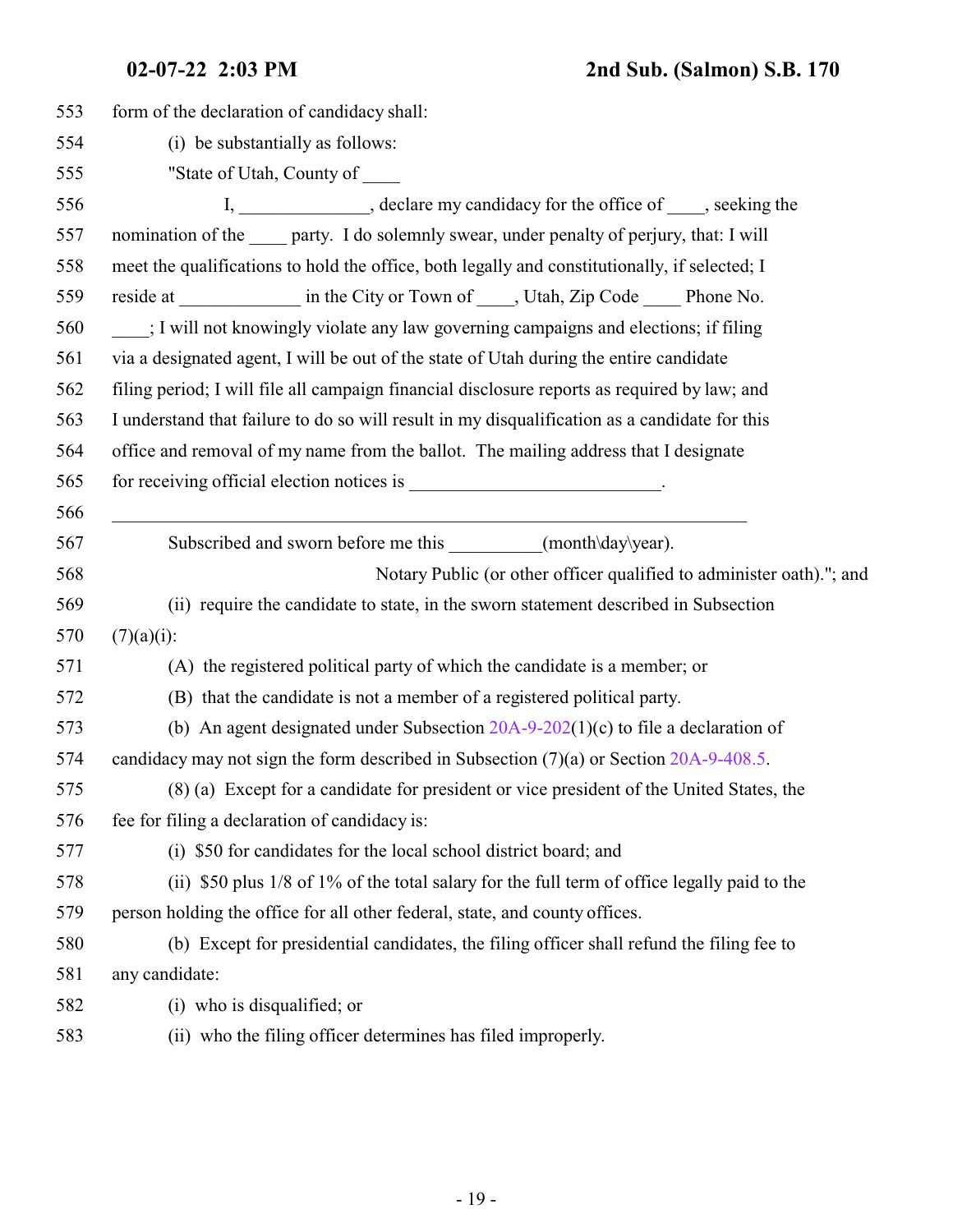form of the declaration of candidacy shall:

(i) be substantially as follows:

"State of Utah, County of ____

I, ______________, declare my candidacy for the office of ____, seeking the nomination of the ____ party. I do solemnly swear, under penalty of perjury, that: I will meet the qualifications to hold the office, both legally and constitutionally, if selected; I reside at _____________ in the City or Town of ____, Utah, Zip Code ____ Phone No. ____; I will not knowingly violate any law governing campaigns and elections; if filing via a designated agent, I will be out of the state of Utah during the entire candidate filing period; I will file all campaign financial disclosure reports as required by law; and I understand that failure to do so will result in my disqualification as a candidate for this office and removal of my name from the ballot. The mailing address that I designate for receiving official election notices is ___________________________.

______________________________________________________________________

Subscribed and sworn before me this __________(month\day\year).

Notary Public (or other officer qualified to administer oath)."; and

(ii) require the candidate to state, in the sworn statement described in Subsection (7)(a)(i):

(A) the registered political party of which the candidate is a member; or

(B) that the candidate is not a member of a registered political party.

(b) An agent designated under Subsection 20A-9-202(1)(c) to file a declaration of candidacy may not sign the form described in Subsection (7)(a) or Section 20A-9-408.5.

(8) (a) Except for a candidate for president or vice president of the United States, the fee for filing a declaration of candidacy is:

(i) $50 for candidates for the local school district board; and

(ii) $50 plus 1/8 of 1% of the total salary for the full term of office legally paid to the person holding the office for all other federal, state, and county offices.

(b) Except for presidential candidates, the filing officer shall refund the filing fee to any candidate:

(i) who is disqualified; or

(ii) who the filing officer determines has filed improperly.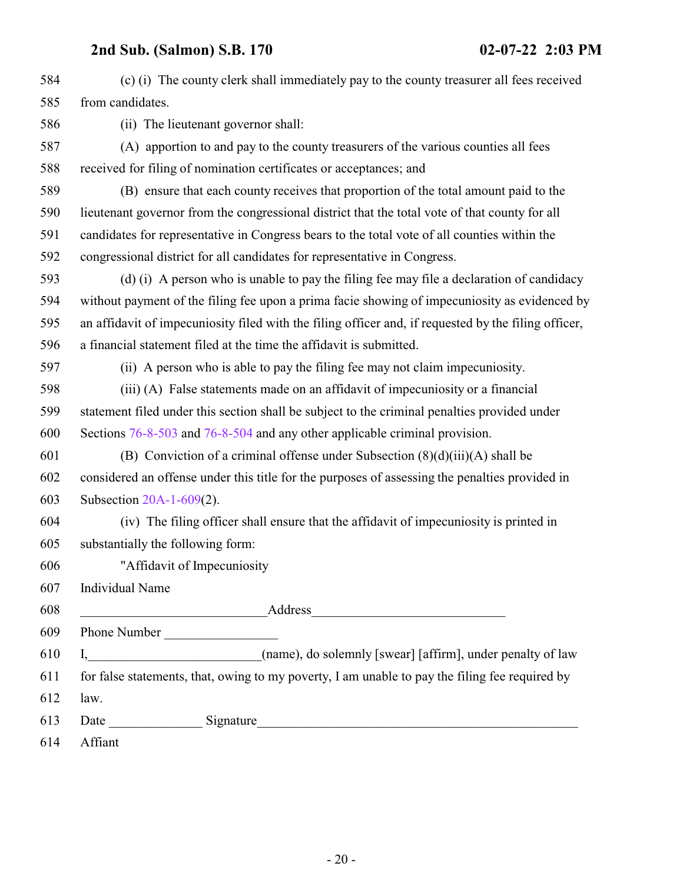(c) (i) The county clerk shall immediately pay to the county treasurer all fees received from candidates.

(ii) The lieutenant governor shall:

(A) apportion to and pay to the county treasurers of the various counties all fees received for filing of nomination certificates or acceptances; and

(B) ensure that each county receives that proportion of the total amount paid to the lieutenant governor from the congressional district that the total vote of that county for all candidates for representative in Congress bears to the total vote of all counties within the congressional district for all candidates for representative in Congress.

(d) (i) A person who is unable to pay the filing fee may file a declaration of candidacy without payment of the filing fee upon a prima facie showing of impecuniosity as evidenced by an affidavit of impecuniosity filed with the filing officer and, if requested by the filing officer, a financial statement filed at the time the affidavit is submitted.

(ii) A person who is able to pay the filing fee may not claim impecuniosity.

(iii) (A) False statements made on an affidavit of impecuniosity or a financial statement filed under this section shall be subject to the criminal penalties provided under Sections 76-8-503 and 76-8-504 and any other applicable criminal provision.

(B) Conviction of a criminal offense under Subsection (8)(d)(iii)(A) shall be considered an offense under this title for the purposes of assessing the penalties provided in Subsection 20A-1-609(2).

(iv) The filing officer shall ensure that the affidavit of impecuniosity is printed in substantially the following form:

"Affidavit of Impecuniosity

Individual Name

____________________________Address_____________________________

Phone Number _________________

I,__________________________(name), do solemnly [swear] [affirm], under penalty of law for false statements, that, owing to my poverty, I am unable to pay the filing fee required by law.

Date ______________ Signature________________________________________________

Affiant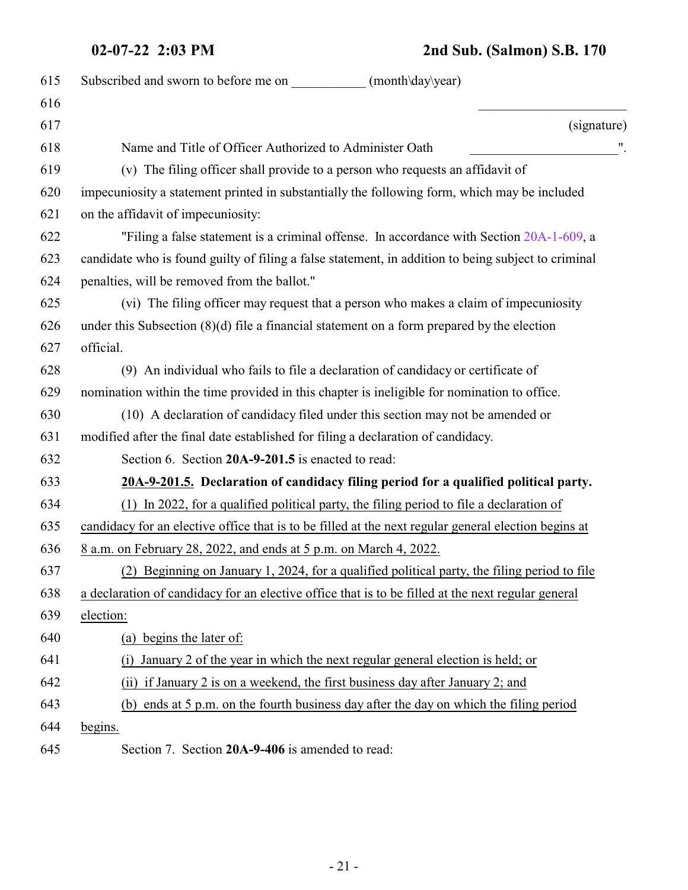Subscribed and sworn to before me on ___________ (month\day\year)

______________________
(signature)

Name and Title of Officer Authorized to Administer Oath ______________________".

(v) The filing officer shall provide to a person who requests an affidavit of impecuniosity a statement printed in substantially the following form, which may be included on the affidavit of impecuniosity:

"Filing a false statement is a criminal offense. In accordance with Section 20A-1-609, a candidate who is found guilty of filing a false statement, in addition to being subject to criminal penalties, will be removed from the ballot."

(vi) The filing officer may request that a person who makes a claim of impecuniosity under this Subsection (8)(d) file a financial statement on a form prepared by the election official.

(9) An individual who fails to file a declaration of candidacy or certificate of nomination within the time provided in this chapter is ineligible for nomination to office.

(10) A declaration of candidacy filed under this section may not be amended or modified after the final date established for filing a declaration of candidacy.

Section 6. Section **20A-9-201.5** is enacted to read:

**20A-9-201.5. Declaration of candidacy filing period for a qualified political party.**

(1) In 2022, for a qualified political party, the filing period to file a declaration of candidacy for an elective office that is to be filled at the next regular general election begins at 8 a.m. on February 28, 2022, and ends at 5 p.m. on March 4, 2022.

(2) Beginning on January 1, 2024, for a qualified political party, the filing period to file a declaration of candidacy for an elective office that is to be filled at the next regular general election:

(a) begins the later of:

(i) January 2 of the year in which the next regular general election is held; or

(ii) if January 2 is on a weekend, the first business day after January 2; and

(b) ends at 5 p.m. on the fourth business day after the day on which the filing period begins.

Section 7. Section **20A-9-406** is amended to read: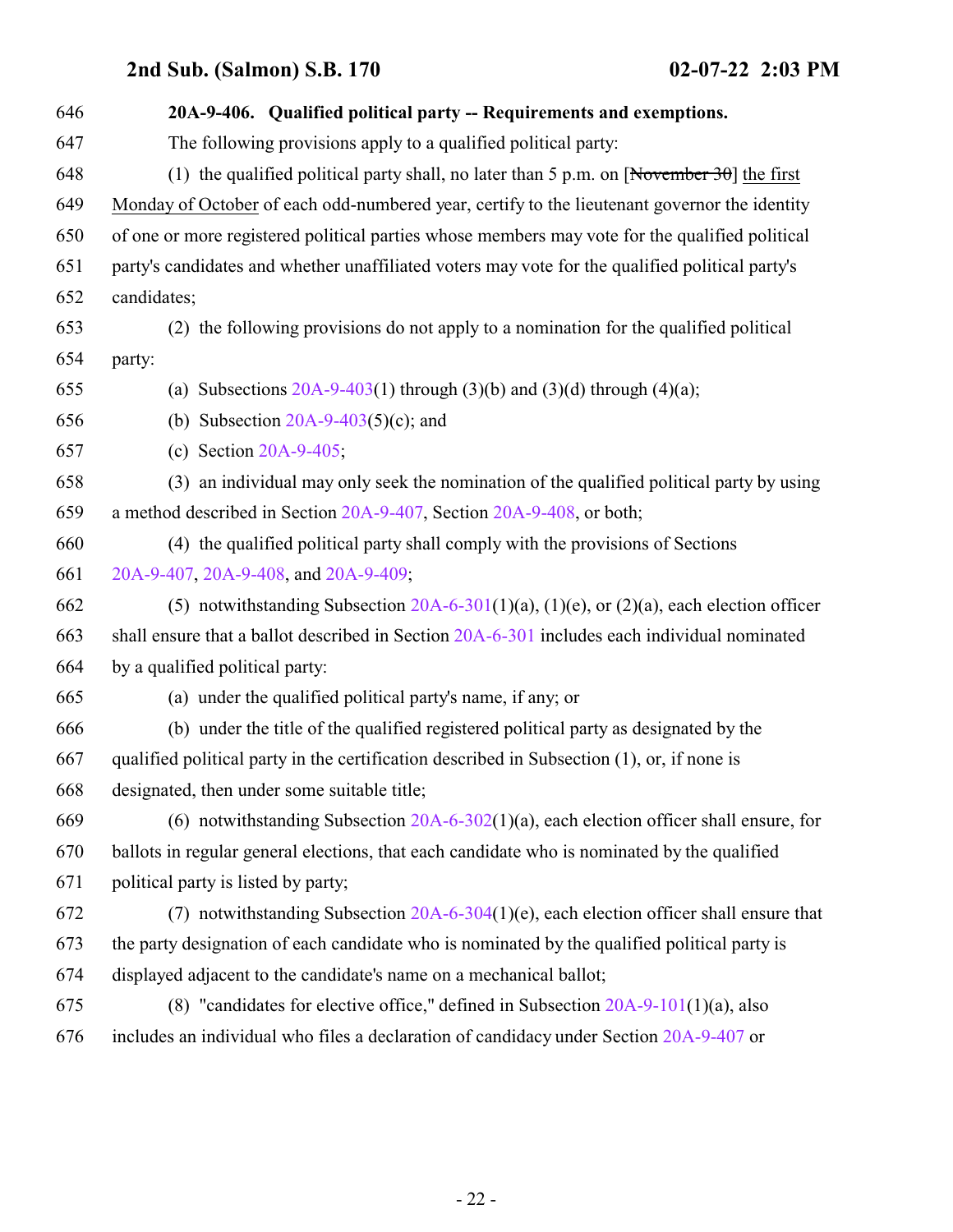**20A-9-406. Qualified political party -- Requirements and exemptions.**

The following provisions apply to a qualified political party:

(1) the qualified political party shall, no later than 5 p.m. on [~~November 30~~] the first Monday of October of each odd-numbered year, certify to the lieutenant governor the identity of one or more registered political parties whose members may vote for the qualified political party's candidates and whether unaffiliated voters may vote for the qualified political party's candidates;

(2) the following provisions do not apply to a nomination for the qualified political party:

(a) Subsections 20A-9-403(1) through (3)(b) and (3)(d) through (4)(a);

(b) Subsection 20A-9-403(5)(c); and

(c) Section 20A-9-405;

(3) an individual may only seek the nomination of the qualified political party by using a method described in Section 20A-9-407, Section 20A-9-408, or both;

(4) the qualified political party shall comply with the provisions of Sections 20A-9-407, 20A-9-408, and 20A-9-409;

(5) notwithstanding Subsection 20A-6-301(1)(a), (1)(e), or (2)(a), each election officer shall ensure that a ballot described in Section 20A-6-301 includes each individual nominated by a qualified political party:

(a) under the qualified political party's name, if any; or

(b) under the title of the qualified registered political party as designated by the qualified political party in the certification described in Subsection (1), or, if none is designated, then under some suitable title;

(6) notwithstanding Subsection 20A-6-302(1)(a), each election officer shall ensure, for ballots in regular general elections, that each candidate who is nominated by the qualified political party is listed by party;

(7) notwithstanding Subsection 20A-6-304(1)(e), each election officer shall ensure that the party designation of each candidate who is nominated by the qualified political party is displayed adjacent to the candidate's name on a mechanical ballot;

(8) "candidates for elective office," defined in Subsection 20A-9-101(1)(a), also includes an individual who files a declaration of candidacy under Section 20A-9-407 or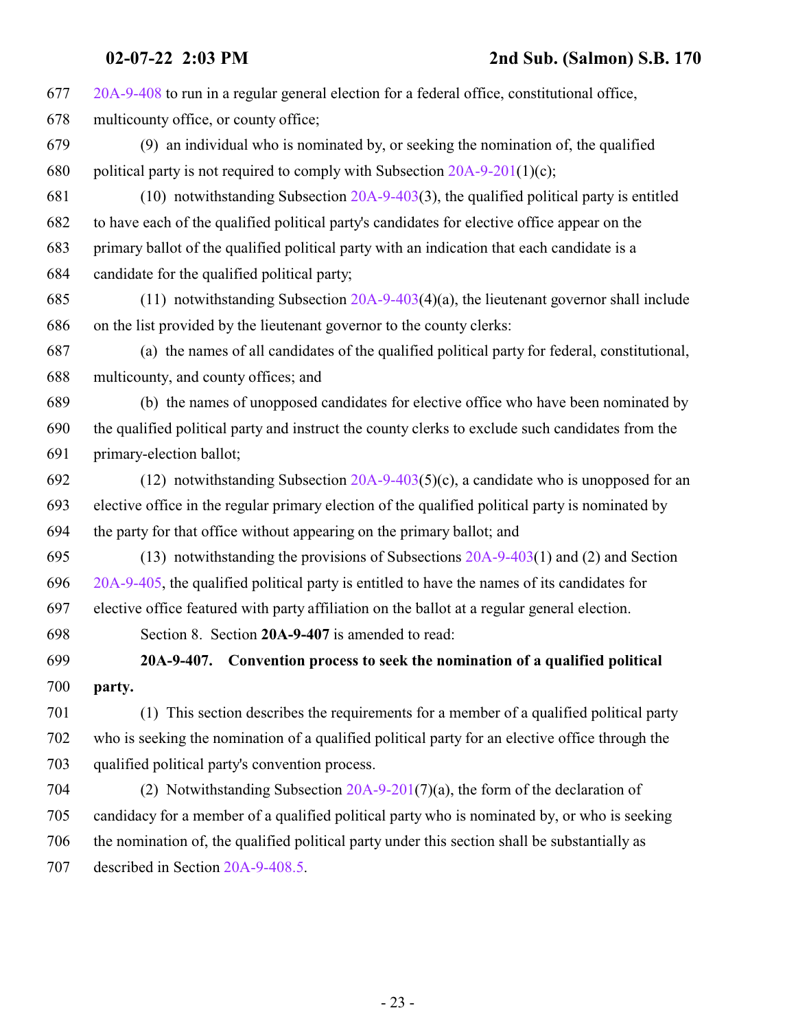20A-9-408 to run in a regular general election for a federal office, constitutional office, multicounty office, or county office;

(9) an individual who is nominated by, or seeking the nomination of, the qualified political party is not required to comply with Subsection 20A-9-201(1)(c);

(10) notwithstanding Subsection 20A-9-403(3), the qualified political party is entitled to have each of the qualified political party's candidates for elective office appear on the primary ballot of the qualified political party with an indication that each candidate is a candidate for the qualified political party;

(11) notwithstanding Subsection 20A-9-403(4)(a), the lieutenant governor shall include on the list provided by the lieutenant governor to the county clerks:

(a) the names of all candidates of the qualified political party for federal, constitutional, multicounty, and county offices; and

(b) the names of unopposed candidates for elective office who have been nominated by the qualified political party and instruct the county clerks to exclude such candidates from the primary-election ballot;

(12) notwithstanding Subsection 20A-9-403(5)(c), a candidate who is unopposed for an elective office in the regular primary election of the qualified political party is nominated by the party for that office without appearing on the primary ballot; and

(13) notwithstanding the provisions of Subsections 20A-9-403(1) and (2) and Section 20A-9-405, the qualified political party is entitled to have the names of its candidates for elective office featured with party affiliation on the ballot at a regular general election.

Section 8. Section **20A-9-407** is amended to read:

**20A-9-407. Convention process to seek the nomination of a qualified political party.**

(1) This section describes the requirements for a member of a qualified political party who is seeking the nomination of a qualified political party for an elective office through the qualified political party's convention process.

(2) Notwithstanding Subsection 20A-9-201(7)(a), the form of the declaration of candidacy for a member of a qualified political party who is nominated by, or who is seeking the nomination of, the qualified political party under this section shall be substantially as described in Section 20A-9-408.5.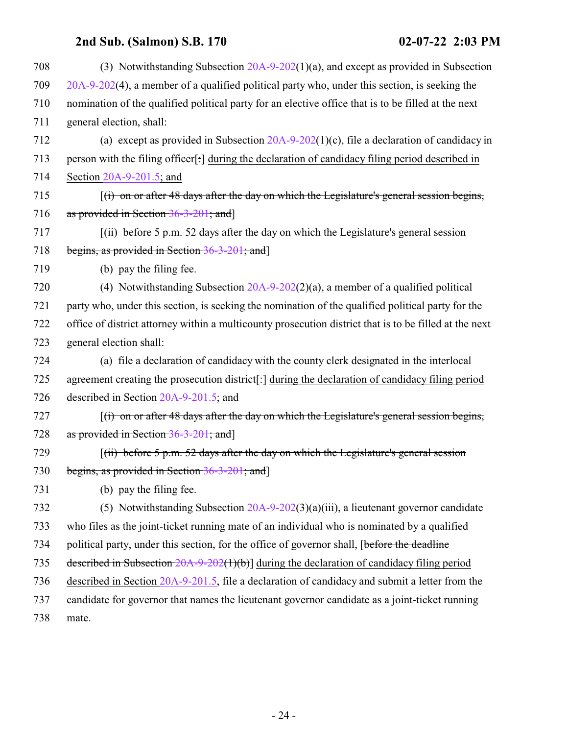(3) Notwithstanding Subsection 20A-9-202(1)(a), and except as provided in Subsection 20A-9-202(4), a member of a qualified political party who, under this section, is seeking the nomination of the qualified political party for an elective office that is to be filled at the next general election, shall:

(a) except as provided in Subsection 20A-9-202(1)(c), file a declaration of candidacy in person with the filing officer[~~:~~] <u>during the declaration of candidacy filing period described in Section 20A-9-201.5; and</u>

[~~(i) on or after 48 days after the day on which the Legislature's general session begins, as provided in Section 36-3-201; and~~]

[~~(ii) before 5 p.m. 52 days after the day on which the Legislature's general session begins, as provided in Section 36-3-201; and~~]

(b) pay the filing fee.

(4) Notwithstanding Subsection 20A-9-202(2)(a), a member of a qualified political party who, under this section, is seeking the nomination of the qualified political party for the office of district attorney within a multicounty prosecution district that is to be filled at the next general election shall:

(a) file a declaration of candidacy with the county clerk designated in the interlocal agreement creating the prosecution district[~~:~~] <u>during the declaration of candidacy filing period described in Section 20A-9-201.5; and</u>

[~~(i) on or after 48 days after the day on which the Legislature's general session begins, as provided in Section 36-3-201; and~~]

[~~(ii) before 5 p.m. 52 days after the day on which the Legislature's general session begins, as provided in Section 36-3-201; and~~]

(b) pay the filing fee.

(5) Notwithstanding Subsection 20A-9-202(3)(a)(iii), a lieutenant governor candidate who files as the joint-ticket running mate of an individual who is nominated by a qualified political party, under this section, for the office of governor shall, [~~before the deadline described in Subsection 20A-9-202(1)(b)~~] <u>during the declaration of candidacy filing period described in Section 20A-9-201.5</u>, file a declaration of candidacy and submit a letter from the candidate for governor that names the lieutenant governor candidate as a joint-ticket running mate.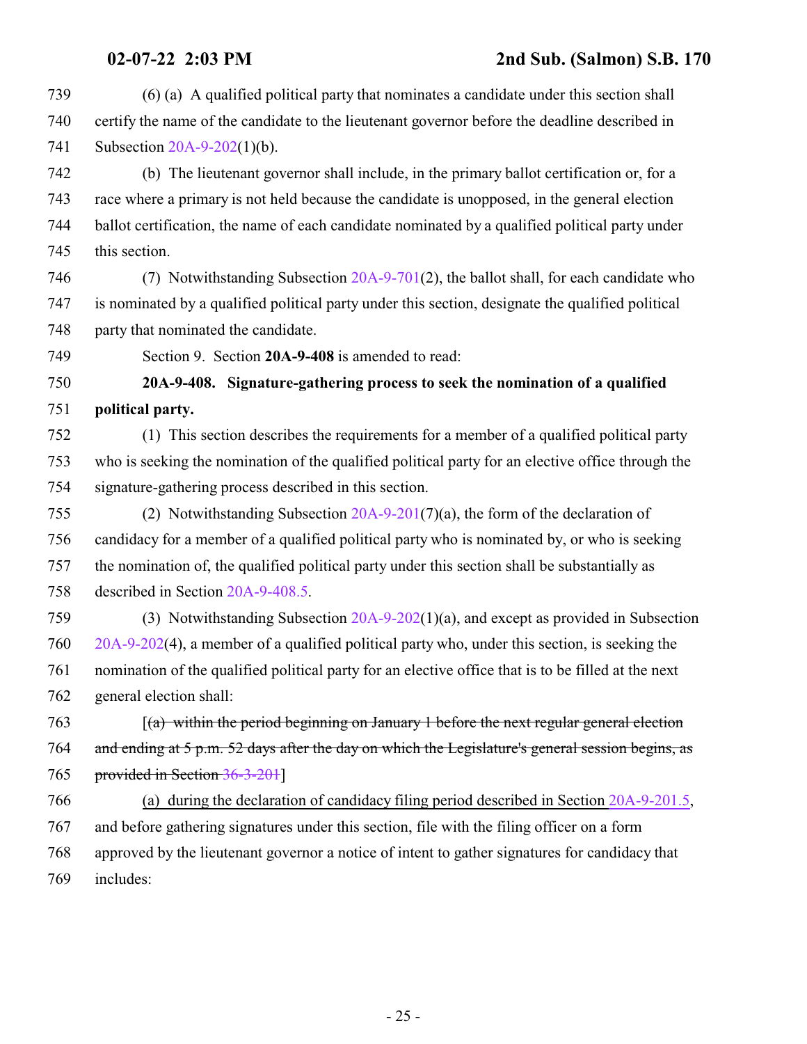739 (6) (a) A qualified political party that nominates a candidate under this section shall
740 certify the name of the candidate to the lieutenant governor before the deadline described in
741 Subsection 20A-9-202(1)(b).

742 (b) The lieutenant governor shall include, in the primary ballot certification or, for a
743 race where a primary is not held because the candidate is unopposed, in the general election
744 ballot certification, the name of each candidate nominated by a qualified political party under
745 this section.

746 (7) Notwithstanding Subsection 20A-9-701(2), the ballot shall, for each candidate who
747 is nominated by a qualified political party under this section, designate the qualified political
748 party that nominated the candidate.

749 Section 9. Section **20A-9-408** is amended to read:

750 **20A-9-408. Signature-gathering process to seek the nomination of a qualified**
751 **political party.**

752 (1) This section describes the requirements for a member of a qualified political party
753 who is seeking the nomination of the qualified political party for an elective office through the
754 signature-gathering process described in this section.

755 (2) Notwithstanding Subsection 20A-9-201(7)(a), the form of the declaration of
756 candidacy for a member of a qualified political party who is nominated by, or who is seeking
757 the nomination of, the qualified political party under this section shall be substantially as
758 described in Section 20A-9-408.5.

759 (3) Notwithstanding Subsection 20A-9-202(1)(a), and except as provided in Subsection
760 20A-9-202(4), a member of a qualified political party who, under this section, is seeking the
761 nomination of the qualified political party for an elective office that is to be filled at the next
762 general election shall:

763 [~~(a) within the period beginning on January 1 before the next regular general election~~
764 ~~and ending at 5 p.m. 52 days after the day on which the Legislature's general session begins, as~~
765 ~~provided in Section 36-3-201~~]

766 <u>(a) during the declaration of candidacy filing period described in Section 20A-9-201.5</u>,
767 and before gathering signatures under this section, file with the filing officer on a form
768 approved by the lieutenant governor a notice of intent to gather signatures for candidacy that
769 includes: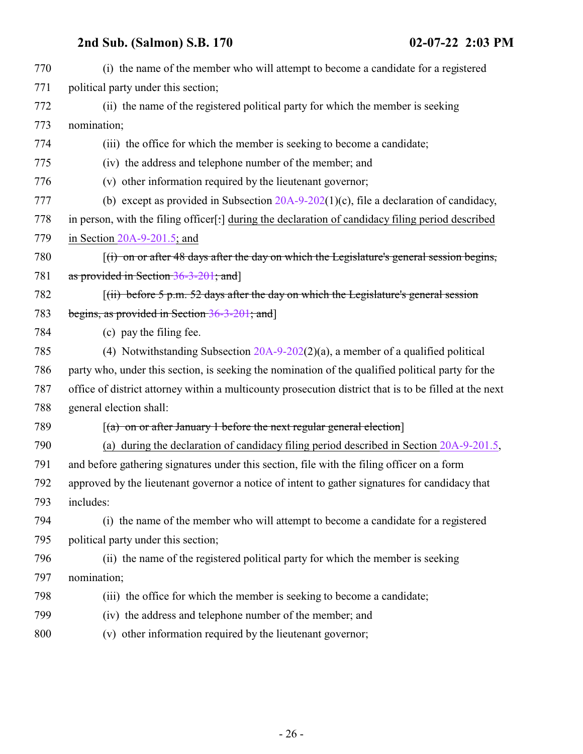770 (i) the name of the member who will attempt to become a candidate for a registered
771 political party under this section;
772 (ii) the name of the registered political party for which the member is seeking
773 nomination;
774 (iii) the office for which the member is seeking to become a candidate;
775 (iv) the address and telephone number of the member; and
776 (v) other information required by the lieutenant governor;
777 (b) except as provided in Subsection 20A-9-202(1)(c), file a declaration of candidacy,
778 in person, with the filing officer[~~:~~] <u>during the declaration of candidacy filing period described</u>
779 <u>in Section 20A-9-201.5; and</u>
780 [~~(i) on or after 48 days after the day on which the Legislature's general session begins,~~
781 ~~as provided in Section 36-3-201; and~~]
782 [~~(ii) before 5 p.m. 52 days after the day on which the Legislature's general session~~
783 ~~begins, as provided in Section 36-3-201; and~~]
784 (c) pay the filing fee.
785 (4) Notwithstanding Subsection 20A-9-202(2)(a), a member of a qualified political
786 party who, under this section, is seeking the nomination of the qualified political party for the
787 office of district attorney within a multicounty prosecution district that is to be filled at the next
788 general election shall:
789 [~~(a) on or after January 1 before the next regular general election~~]
790 <u>(a) during the declaration of candidacy filing period described in Section 20A-9-201.5,</u>
791 <u>and</u> before gathering signatures under this section, file with the filing officer on a form
792 approved by the lieutenant governor a notice of intent to gather signatures for candidacy that
793 includes:
794 (i) the name of the member who will attempt to become a candidate for a registered
795 political party under this section;
796 (ii) the name of the registered political party for which the member is seeking
797 nomination;
798 (iii) the office for which the member is seeking to become a candidate;
799 (iv) the address and telephone number of the member; and
800 (v) other information required by the lieutenant governor;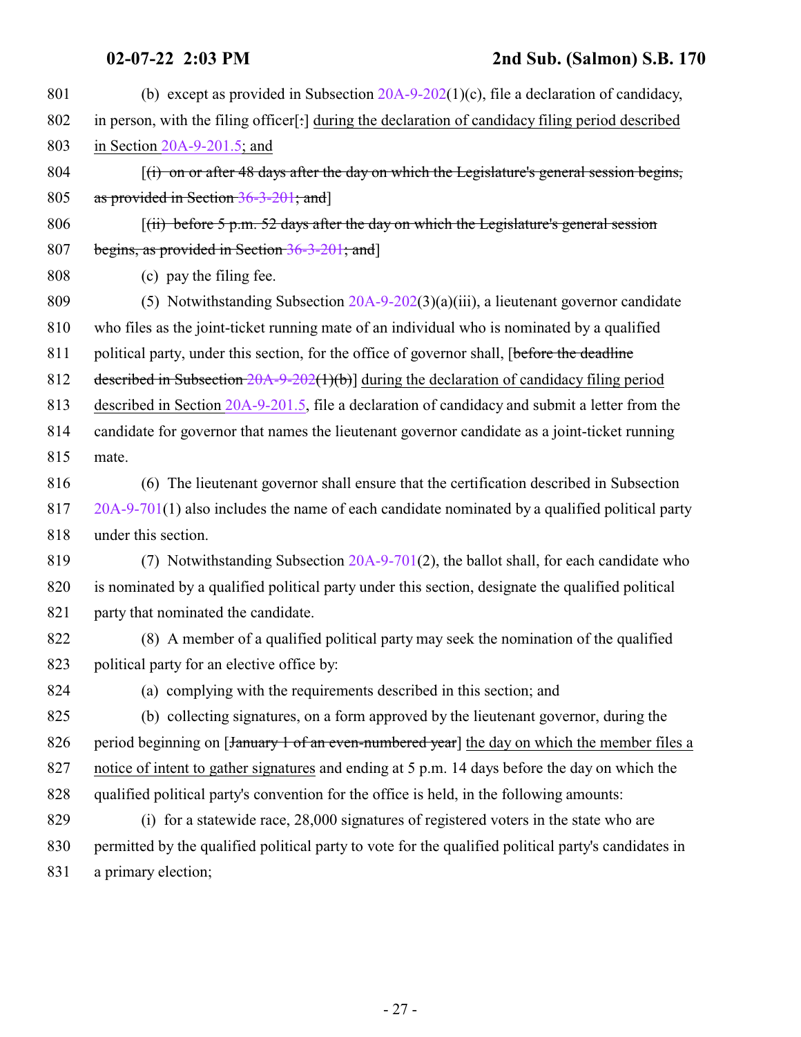801 (b) except as provided in Subsection 20A-9-202(1)(c), file a declaration of candidacy,
802 in person, with the filing officer[:] during the declaration of candidacy filing period described
803 in Section 20A-9-201.5; and

804 [(i) on or after 48 days after the day on which the Legislature's general session begins,
805 as provided in Section 36-3-201; and]

806 [(ii) before 5 p.m. 52 days after the day on which the Legislature's general session
807 begins, as provided in Section 36-3-201; and]

808 (c) pay the filing fee.

809 (5) Notwithstanding Subsection 20A-9-202(3)(a)(iii), a lieutenant governor candidate
810 who files as the joint-ticket running mate of an individual who is nominated by a qualified
811 political party, under this section, for the office of governor shall, [before the deadline
812 described in Subsection 20A-9-202(1)(b)] during the declaration of candidacy filing period
813 described in Section 20A-9-201.5, file a declaration of candidacy and submit a letter from the
814 candidate for governor that names the lieutenant governor candidate as a joint-ticket running
815 mate.

816 (6) The lieutenant governor shall ensure that the certification described in Subsection
817 20A-9-701(1) also includes the name of each candidate nominated by a qualified political party
818 under this section.

819 (7) Notwithstanding Subsection 20A-9-701(2), the ballot shall, for each candidate who
820 is nominated by a qualified political party under this section, designate the qualified political
821 party that nominated the candidate.

822 (8) A member of a qualified political party may seek the nomination of the qualified
823 political party for an elective office by:

824 (a) complying with the requirements described in this section; and

825 (b) collecting signatures, on a form approved by the lieutenant governor, during the
826 period beginning on [January 1 of an even-numbered year] the day on which the member files a
827 notice of intent to gather signatures and ending at 5 p.m. 14 days before the day on which the
828 qualified political party's convention for the office is held, in the following amounts:

829 (i) for a statewide race, 28,000 signatures of registered voters in the state who are
830 permitted by the qualified political party to vote for the qualified political party's candidates in
831 a primary election;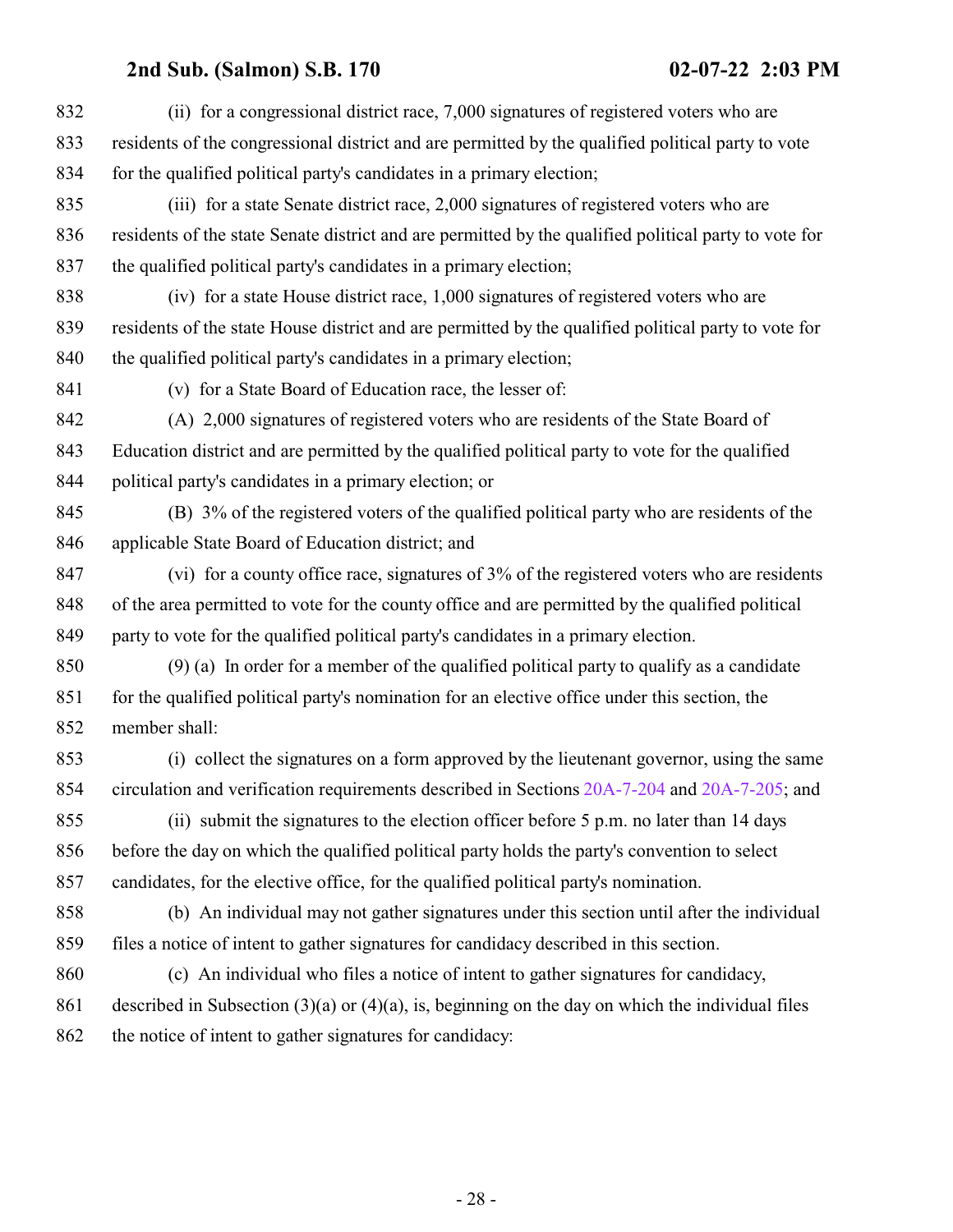(ii) for a congressional district race, 7,000 signatures of registered voters who are residents of the congressional district and are permitted by the qualified political party to vote for the qualified political party's candidates in a primary election;

(iii) for a state Senate district race, 2,000 signatures of registered voters who are residents of the state Senate district and are permitted by the qualified political party to vote for the qualified political party's candidates in a primary election;

(iv) for a state House district race, 1,000 signatures of registered voters who are residents of the state House district and are permitted by the qualified political party to vote for the qualified political party's candidates in a primary election;

(v) for a State Board of Education race, the lesser of:

(A) 2,000 signatures of registered voters who are residents of the State Board of Education district and are permitted by the qualified political party to vote for the qualified political party's candidates in a primary election; or

(B) 3% of the registered voters of the qualified political party who are residents of the applicable State Board of Education district; and

(vi) for a county office race, signatures of 3% of the registered voters who are residents of the area permitted to vote for the county office and are permitted by the qualified political party to vote for the qualified political party's candidates in a primary election.

(9) (a) In order for a member of the qualified political party to qualify as a candidate for the qualified political party's nomination for an elective office under this section, the member shall:

(i) collect the signatures on a form approved by the lieutenant governor, using the same circulation and verification requirements described in Sections 20A-7-204 and 20A-7-205; and

(ii) submit the signatures to the election officer before 5 p.m. no later than 14 days before the day on which the qualified political party holds the party's convention to select candidates, for the elective office, for the qualified political party's nomination.

(b) An individual may not gather signatures under this section until after the individual files a notice of intent to gather signatures for candidacy described in this section.

(c) An individual who files a notice of intent to gather signatures for candidacy, described in Subsection (3)(a) or (4)(a), is, beginning on the day on which the individual files the notice of intent to gather signatures for candidacy: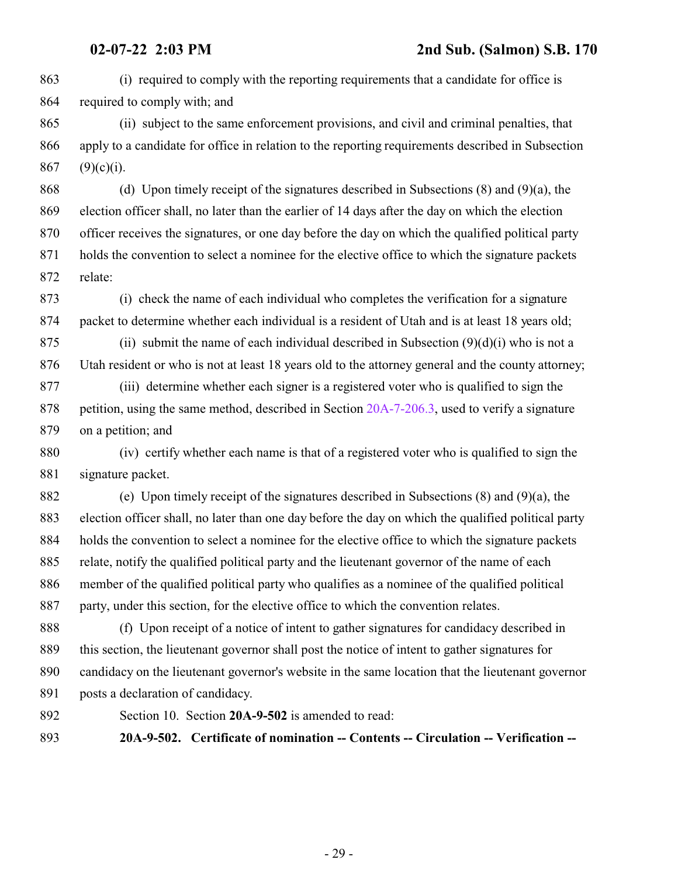(i) required to comply with the reporting requirements that a candidate for office is required to comply with; and

(ii) subject to the same enforcement provisions, and civil and criminal penalties, that apply to a candidate for office in relation to the reporting requirements described in Subsection (9)(c)(i).

(d) Upon timely receipt of the signatures described in Subsections (8) and (9)(a), the election officer shall, no later than the earlier of 14 days after the day on which the election officer receives the signatures, or one day before the day on which the qualified political party holds the convention to select a nominee for the elective office to which the signature packets relate:

(i) check the name of each individual who completes the verification for a signature packet to determine whether each individual is a resident of Utah and is at least 18 years old;

(ii) submit the name of each individual described in Subsection (9)(d)(i) who is not a Utah resident or who is not at least 18 years old to the attorney general and the county attorney;

(iii) determine whether each signer is a registered voter who is qualified to sign the petition, using the same method, described in Section 20A-7-206.3, used to verify a signature on a petition; and

(iv) certify whether each name is that of a registered voter who is qualified to sign the signature packet.

(e) Upon timely receipt of the signatures described in Subsections (8) and (9)(a), the election officer shall, no later than one day before the day on which the qualified political party holds the convention to select a nominee for the elective office to which the signature packets relate, notify the qualified political party and the lieutenant governor of the name of each member of the qualified political party who qualifies as a nominee of the qualified political party, under this section, for the elective office to which the convention relates.

(f) Upon receipt of a notice of intent to gather signatures for candidacy described in this section, the lieutenant governor shall post the notice of intent to gather signatures for candidacy on the lieutenant governor's website in the same location that the lieutenant governor posts a declaration of candidacy.

Section 10. Section **20A-9-502** is amended to read:

**20A-9-502. Certificate of nomination -- Contents -- Circulation -- Verification --**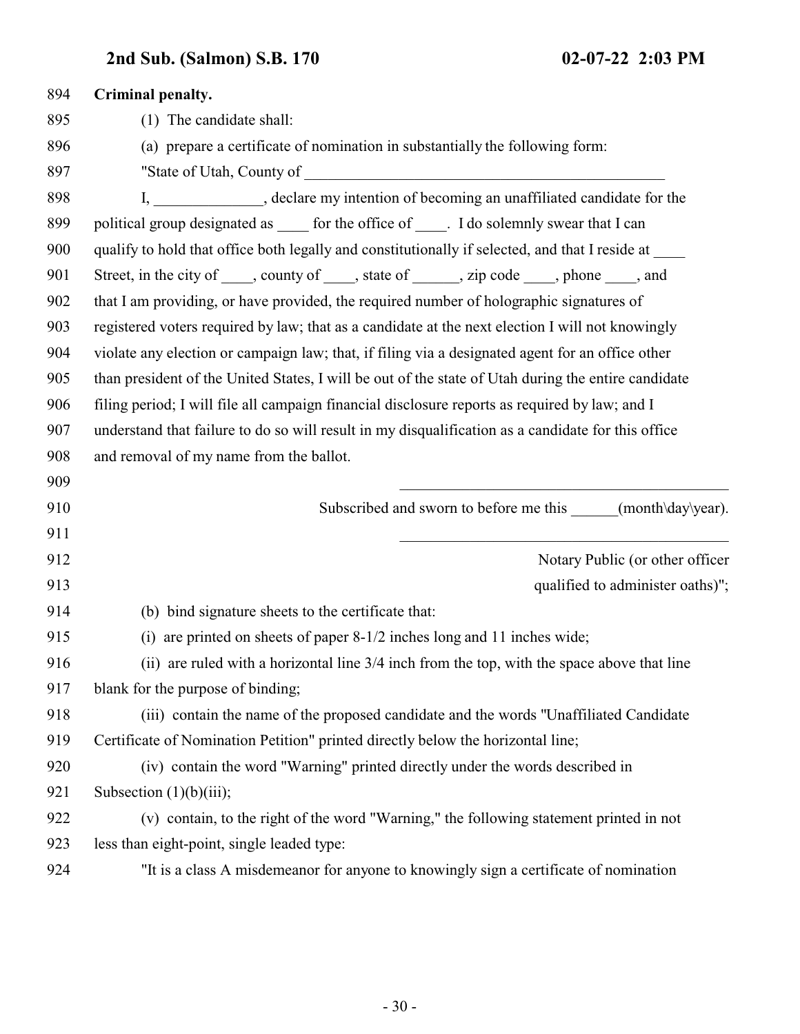**Criminal penalty.**

(1) The candidate shall:

(a) prepare a certificate of nomination in substantially the following form:

"State of Utah, County of ________________________________________________

I, ______________, declare my intention of becoming an unaffiliated candidate for the political group designated as ____ for the office of ____. I do solemnly swear that I can qualify to hold that office both legally and constitutionally if selected, and that I reside at ____ Street, in the city of ____, county of ____, state of ______, zip code ____, phone ____, and that I am providing, or have provided, the required number of holographic signatures of registered voters required by law; that as a candidate at the next election I will not knowingly violate any election or campaign law; that, if filing via a designated agent for an office other than president of the United States, I will be out of the state of Utah during the entire candidate filing period; I will file all campaign financial disclosure reports as required by law; and I understand that failure to do so will result in my disqualification as a candidate for this office and removal of my name from the ballot.

_____________________________________________

Subscribed and sworn to before me this ______(month\day\year).

_____________________________________________

Notary Public (or other officer qualified to administer oaths)";

(b) bind signature sheets to the certificate that:

(i) are printed on sheets of paper 8-1/2 inches long and 11 inches wide;

(ii) are ruled with a horizontal line 3/4 inch from the top, with the space above that line blank for the purpose of binding;

(iii) contain the name of the proposed candidate and the words "Unaffiliated Candidate Certificate of Nomination Petition" printed directly below the horizontal line;

(iv) contain the word "Warning" printed directly under the words described in Subsection (1)(b)(iii);

(v) contain, to the right of the word "Warning," the following statement printed in not less than eight-point, single leaded type:

"It is a class A misdemeanor for anyone to knowingly sign a certificate of nomination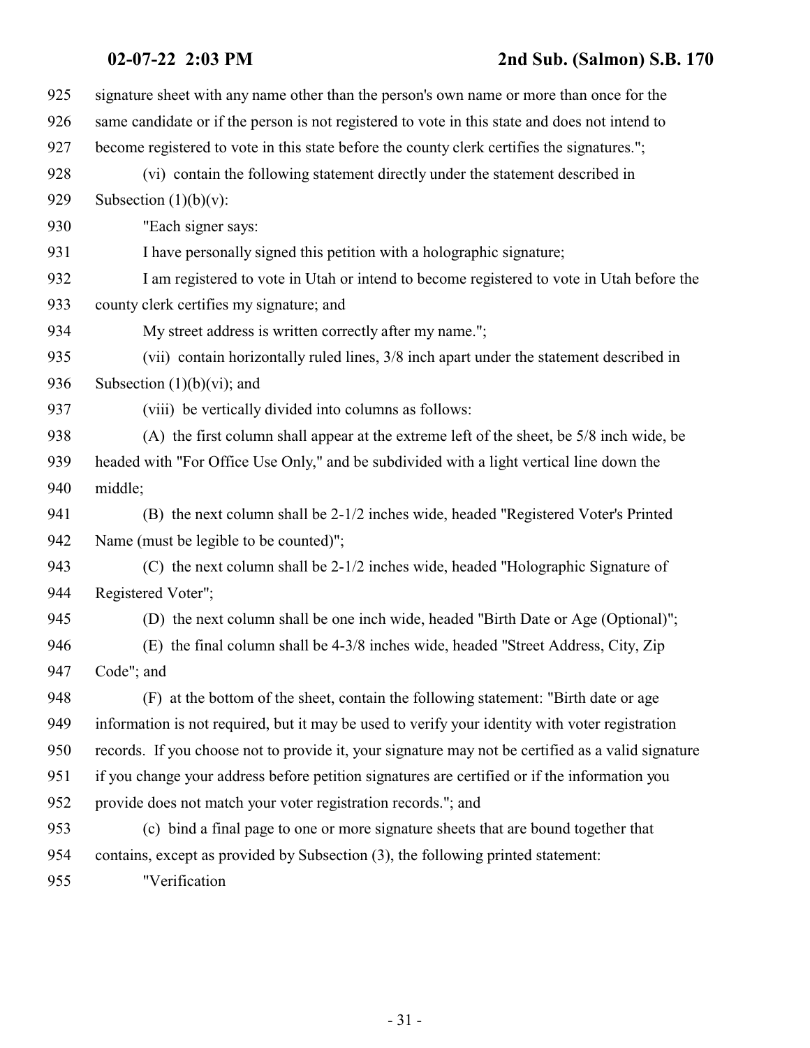signature sheet with any name other than the person's own name or more than once for the same candidate or if the person is not registered to vote in this state and does not intend to become registered to vote in this state before the county clerk certifies the signatures.";

(vi) contain the following statement directly under the statement described in Subsection (1)(b)(v):

"Each signer says:

I have personally signed this petition with a holographic signature;

I am registered to vote in Utah or intend to become registered to vote in Utah before the county clerk certifies my signature; and

My street address is written correctly after my name.";

(vii) contain horizontally ruled lines, 3/8 inch apart under the statement described in Subsection (1)(b)(vi); and

(viii) be vertically divided into columns as follows:

(A) the first column shall appear at the extreme left of the sheet, be 5/8 inch wide, be headed with "For Office Use Only," and be subdivided with a light vertical line down the middle;

(B) the next column shall be 2-1/2 inches wide, headed "Registered Voter's Printed Name (must be legible to be counted)";

(C) the next column shall be 2-1/2 inches wide, headed "Holographic Signature of Registered Voter";

(D) the next column shall be one inch wide, headed "Birth Date or Age (Optional)";

(E) the final column shall be 4-3/8 inches wide, headed "Street Address, City, Zip Code"; and

(F) at the bottom of the sheet, contain the following statement: "Birth date or age information is not required, but it may be used to verify your identity with voter registration records. If you choose not to provide it, your signature may not be certified as a valid signature if you change your address before petition signatures are certified or if the information you provide does not match your voter registration records."; and

(c) bind a final page to one or more signature sheets that are bound together that contains, except as provided by Subsection (3), the following printed statement:

"Verification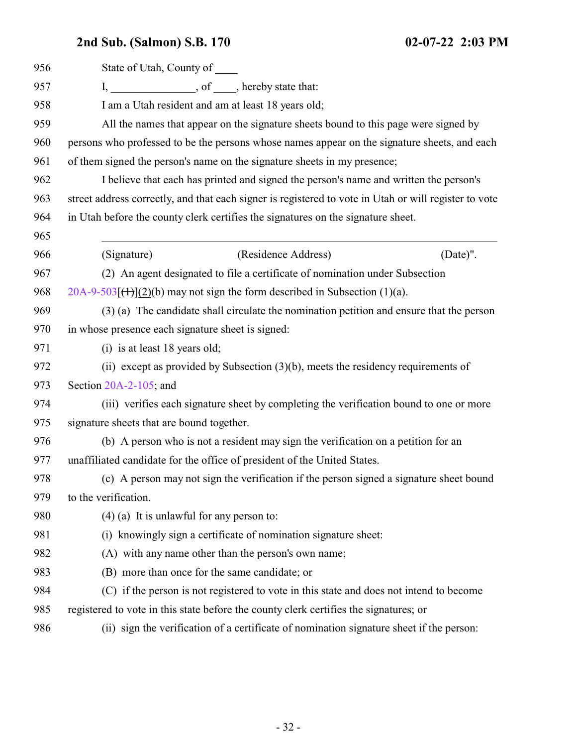State of Utah, County of ____

I, _______________, of ____, hereby state that:

I am a Utah resident and am at least 18 years old;

All the names that appear on the signature sheets bound to this page were signed by persons who professed to be the persons whose names appear on the signature sheets, and each of them signed the person's name on the signature sheets in my presence;

I believe that each has printed and signed the person's name and written the person's street address correctly, and that each signer is registered to vote in Utah or will register to vote in Utah before the county clerk certifies the signatures on the signature sheet.

_______________________________________________________________

(Signature) (Residence Address) (Date)".

(2) An agent designated to file a certificate of nomination under Subsection 20A-9-503[~~(1)~~](2)(b) may not sign the form described in Subsection (1)(a).

(3) (a) The candidate shall circulate the nomination petition and ensure that the person in whose presence each signature sheet is signed:

(i) is at least 18 years old;

(ii) except as provided by Subsection (3)(b), meets the residency requirements of Section 20A-2-105; and

(iii) verifies each signature sheet by completing the verification bound to one or more signature sheets that are bound together.

(b) A person who is not a resident may sign the verification on a petition for an unaffiliated candidate for the office of president of the United States.

(c) A person may not sign the verification if the person signed a signature sheet bound to the verification.

(4) (a) It is unlawful for any person to:

(i) knowingly sign a certificate of nomination signature sheet:

(A) with any name other than the person's own name;

(B) more than once for the same candidate; or

(C) if the person is not registered to vote in this state and does not intend to become registered to vote in this state before the county clerk certifies the signatures; or

(ii) sign the verification of a certificate of nomination signature sheet if the person: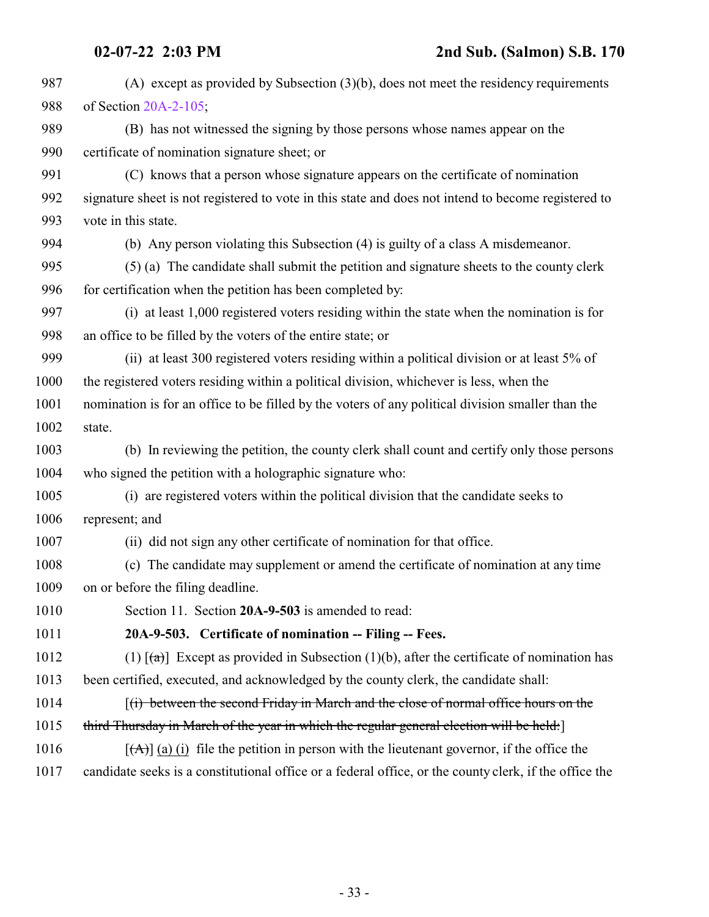(A) except as provided by Subsection (3)(b), does not meet the residency requirements of Section 20A-2-105;

(B) has not witnessed the signing by those persons whose names appear on the certificate of nomination signature sheet; or

(C) knows that a person whose signature appears on the certificate of nomination signature sheet is not registered to vote in this state and does not intend to become registered to vote in this state.

(b) Any person violating this Subsection (4) is guilty of a class A misdemeanor.

(5) (a) The candidate shall submit the petition and signature sheets to the county clerk for certification when the petition has been completed by:

(i) at least 1,000 registered voters residing within the state when the nomination is for an office to be filled by the voters of the entire state; or

(ii) at least 300 registered voters residing within a political division or at least 5% of the registered voters residing within a political division, whichever is less, when the nomination is for an office to be filled by the voters of any political division smaller than the state.

(b) In reviewing the petition, the county clerk shall count and certify only those persons who signed the petition with a holographic signature who:

(i) are registered voters within the political division that the candidate seeks to represent; and

(ii) did not sign any other certificate of nomination for that office.

(c) The candidate may supplement or amend the certificate of nomination at any time on or before the filing deadline.

Section 11. Section **20A-9-503** is amended to read:

**20A-9-503. Certificate of nomination -- Filing -- Fees.**

(1) [~~(a)~~] Except as provided in Subsection (1)(b), after the certificate of nomination has been certified, executed, and acknowledged by the county clerk, the candidate shall:

[~~(i) between the second Friday in March and the close of normal office hours on the third Thursday in March of the year in which the regular general election will be held:~~]

[~~(A)~~] (a) (i) file the petition in person with the lieutenant governor, if the office the candidate seeks is a constitutional office or a federal office, or the county clerk, if the office the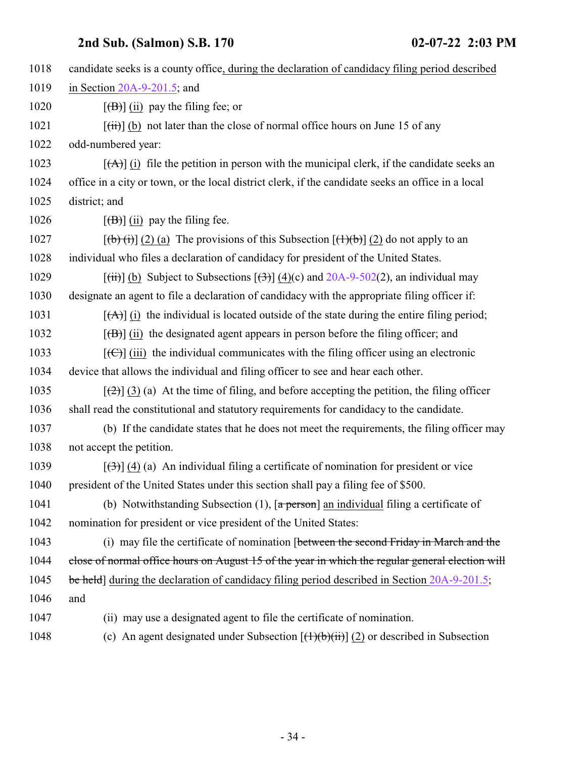1018 candidate seeks is a county office, during the declaration of candidacy filing period described

1019 in Section 20A-9-201.5; and

1020 [(B)] (ii) pay the filing fee; or

1021 [(ii)] (b) not later than the close of normal office hours on June 15 of any

1022 odd-numbered year:

1023 [(A)] (i) file the petition in person with the municipal clerk, if the candidate seeks an

1024 office in a city or town, or the local district clerk, if the candidate seeks an office in a local

1025 district; and

1026 [(B)] (ii) pay the filing fee.

1027 [(b) (i)] (2) (a) The provisions of this Subsection [(1)(b)] (2) do not apply to an

1028 individual who files a declaration of candidacy for president of the United States.

1029 [(ii)] (b) Subject to Subsections [(3)] (4)(c) and 20A-9-502(2), an individual may

1030 designate an agent to file a declaration of candidacy with the appropriate filing officer if:

1031 [(A)] (i) the individual is located outside of the state during the entire filing period;

1032 [(B)] (ii) the designated agent appears in person before the filing officer; and

1033 [(C)] (iii) the individual communicates with the filing officer using an electronic

1034 device that allows the individual and filing officer to see and hear each other.

1035 [(2)] (3) (a) At the time of filing, and before accepting the petition, the filing officer

1036 shall read the constitutional and statutory requirements for candidacy to the candidate.

1037 (b) If the candidate states that he does not meet the requirements, the filing officer may

1038 not accept the petition.

1039 [(3)] (4) (a) An individual filing a certificate of nomination for president or vice

1040 president of the United States under this section shall pay a filing fee of $500.

1041 (b) Notwithstanding Subsection (1), [a person] an individual filing a certificate of

1042 nomination for president or vice president of the United States:

1043 (i) may file the certificate of nomination [~~between the second Friday in March and the~~

1044 ~~close of normal office hours on August 15 of the year in which the regular general election will~~

1045 ~~be held~~] during the declaration of candidacy filing period described in Section 20A-9-201.5;

1046 and

1047 (ii) may use a designated agent to file the certificate of nomination.

1048 (c) An agent designated under Subsection [(1)(b)(ii)] (2) or described in Subsection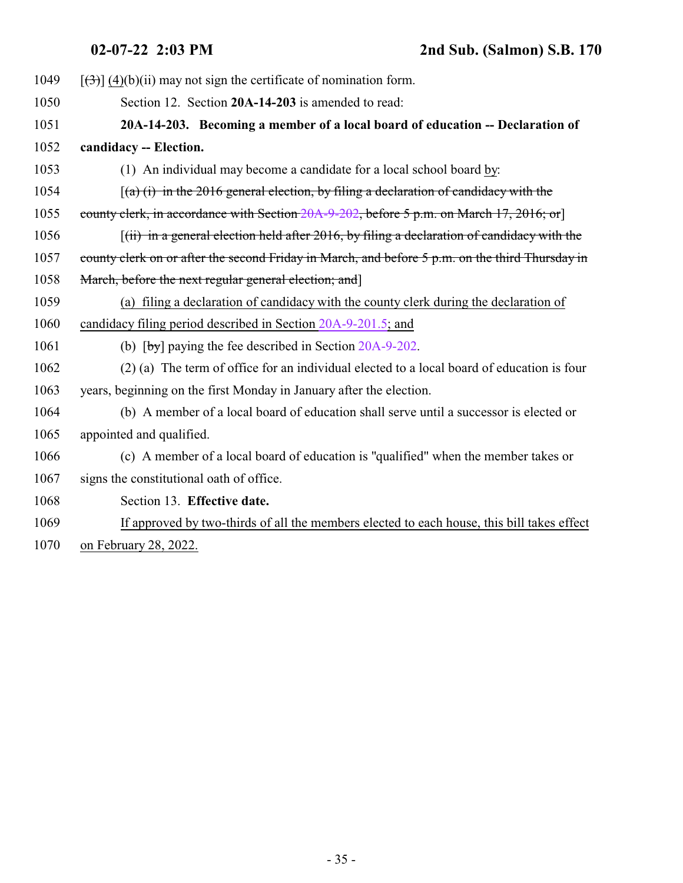1049 [(3)] (4)(b)(ii) may not sign the certificate of nomination form.

1050 Section 12. Section **20A-14-203** is amended to read:

1051 **20A-14-203. Becoming a member of a local board of education -- Declaration of**

1052 **candidacy -- Election.**

1053 (1) An individual may become a candidate for a local school board by:

1054 [(a) (i) in the 2016 general election, by filing a declaration of candidacy with the

1055 county clerk, in accordance with Section 20A-9-202, before 5 p.m. on March 17, 2016; or]

1056 [(ii) in a general election held after 2016, by filing a declaration of candidacy with the

1057 county clerk on or after the second Friday in March, and before 5 p.m. on the third Thursday in

1058 March, before the next regular general election; and]

1059 (a) filing a declaration of candidacy with the county clerk during the declaration of

1060 candidacy filing period described in Section 20A-9-201.5; and

1061 (b) [by] paying the fee described in Section 20A-9-202.

1062 (2) (a) The term of office for an individual elected to a local board of education is four

1063 years, beginning on the first Monday in January after the election.

1064 (b) A member of a local board of education shall serve until a successor is elected or

1065 appointed and qualified.

1066 (c) A member of a local board of education is "qualified" when the member takes or

1067 signs the constitutional oath of office.

1068 Section 13. **Effective date.**

1069 If approved by two-thirds of all the members elected to each house, this bill takes effect

1070 on February 28, 2022.